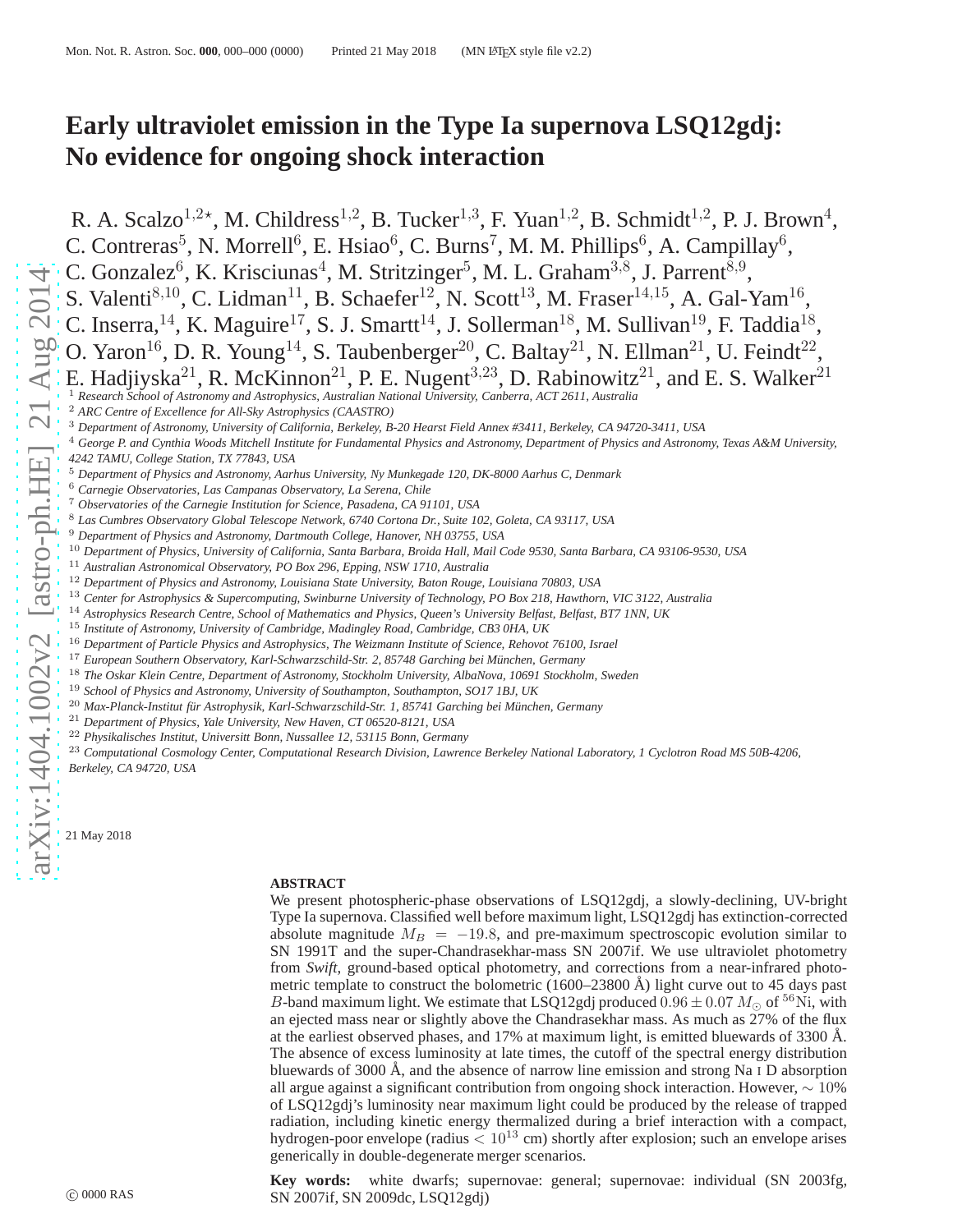# Early ultraviolet emission in the Type Ia supernova LSQ12gdj: No evidence for ongoing shock interaction

R. A. Scalzo[1,2⋆], M. Childress[1,2], B. Tucker[1,3], F. Yuan[1,2], B. Schmidt[1,2], P. J. Brown[4], C. Contreras[5], N. Morrell[6], E. Hsiao[6], C. Burns[7], M. M. Phillips[6], A. Campillay[6], C. Gonzalez[6], K. Krisciunas[4], M. Stritzinger[5], M. L. Graham[3,8], J. Parrent[8,9], S. Valenti[8,10], C. Lidman[11], B. Schaefer[12], N. Scott[13], M. Fraser[14,15], A. Gal-Yam[16], C. Inserra,[14], K. Maguire[17], S. J. Smartt[14], J. Sollerman[18], M. Sullivan[19], F. Taddia[18], O. Yaron[16], D. R. Young[14], S. Taubenberger[20], C. Baltay[21], N. Ellman[21], U. Feindt[22], E. Hadjiyska[21], R. McKinnon[21], P. E. Nugent[3,23], D. Rabinowitz[21], and E. S. Walker[21]

[1] *Research School of Astronomy and Astrophysics, Australian National University, Canberra, ACT 2611, Australia*
[2] *ARC Centre of Excellence for All-Sky Astrophysics (CAASTRO)*
[3] *Department of Astronomy, University of California, Berkeley, B-20 Hearst Field Annex #3411, Berkeley, CA 94720-3411, USA*
[4] *George P. and Cynthia Woods Mitchell Institute for Fundamental Physics and Astronomy, Department of Physics and Astronomy, Texas A&M University, 4242 TAMU, College Station, TX 77843, USA*
[5] *Department of Physics and Astronomy, Aarhus University, Ny Munkegade 120, DK-8000 Aarhus C, Denmark*
[6] *Carnegie Observatories, Las Campanas Observatory, La Serena, Chile*
[7] *Observatories of the Carnegie Institution for Science, Pasadena, CA 91101, USA*
[8] *Las Cumbres Observatory Global Telescope Network, 6740 Cortona Dr., Suite 102, Goleta, CA 93117, USA*
[9] *Department of Physics and Astronomy, Dartmouth College, Hanover, NH 03755, USA*
[10] *Department of Physics, University of California, Santa Barbara, Broida Hall, Mail Code 9530, Santa Barbara, CA 93106-9530, USA*
[11] *Australian Astronomical Observatory, PO Box 296, Epping, NSW 1710, Australia*
[12] *Department of Physics and Astronomy, Louisiana State University, Baton Rouge, Louisiana 70803, USA*
[13] *Center for Astrophysics & Supercomputing, Swinburne University of Technology, PO Box 218, Hawthorn, VIC 3122, Australia*
[14] *Astrophysics Research Centre, School of Mathematics and Physics, Queen's University Belfast, Belfast, BT7 1NN, UK*
[15] *Institute of Astronomy, University of Cambridge, Madingley Road, Cambridge, CB3 0HA, UK*
[16] *Department of Particle Physics and Astrophysics, The Weizmann Institute of Science, Rehovot 76100, Israel*
[17] *European Southern Observatory, Karl-Schwarzschild-Str. 2, 85748 Garching bei München, Germany*
[18] *The Oskar Klein Centre, Department of Astronomy, Stockholm University, AlbaNova, 10691 Stockholm, Sweden*
[19] *School of Physics and Astronomy, University of Southampton, Southampton, SO17 1BJ, UK*
[20] *Max-Planck-Institut für Astrophysik, Karl-Schwarzschild-Str. 1, 85741 Garching bei München, Germany*
[21] *Department of Physics, Yale University, New Haven, CT 06520-8121, USA*
[22] *Physikalisches Institut, Universitt Bonn, Nussallee 12, 53115 Bonn, Germany*
[23] *Computational Cosmology Center, Computational Research Division, Lawrence Berkeley National Laboratory, 1 Cyclotron Road MS 50B-4206, Berkeley, CA 94720, USA*

21 May 2018

## ABSTRACT

We present photospheric-phase observations of LSQ12gdj, a slowly-declining, UV-bright Type Ia supernova. Classified well before maximum light, LSQ12gdj has extinction-corrected absolute magnitude $M_B = -19.8$, and pre-maximum spectroscopic evolution similar to SN 1991T and the super-Chandrasekhar-mass SN 2007if. We use ultraviolet photometry from *Swift*, ground-based optical photometry, and corrections from a near-infrared photometric template to construct the bolometric (1600–23800 Å) light curve out to 45 days past $B$-band maximum light. We estimate that LSQ12gdj produced $0.96 \pm 0.07\ M_\odot$ of $^{56}$Ni, with an ejected mass near or slightly above the Chandrasekhar mass. As much as 27% of the flux at the earliest observed phases, and 17% at maximum light, is emitted bluewards of 3300 Å. The absence of excess luminosity at late times, the cutoff of the spectral energy distribution bluewards of 3000 Å, and the absence of narrow line emission and strong Na I D absorption all argue against a significant contribution from ongoing shock interaction. However, $\sim 10\%$ of LSQ12gdj's luminosity near maximum light could be produced by the release of trapped radiation, including kinetic energy thermalized during a brief interaction with a compact, hydrogen-poor envelope (radius $< 10^{13}$ cm) shortly after explosion; such an envelope arises generically in double-degenerate merger scenarios.

**Key words:** white dwarfs; supernovae: general; supernovae: individual (SN 2003fg, SN 2007if, SN 2009dc, LSQ12gdj)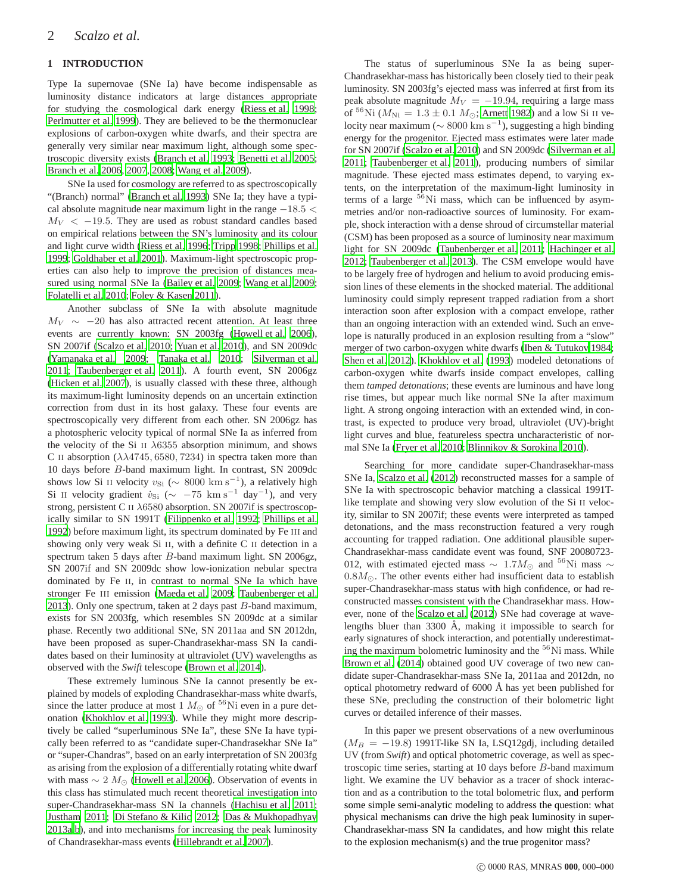## 1 INTRODUCTION

Type Ia supernovae (SNe Ia) have become indispensable as luminosity distance indicators at large distances appropriate for studying the cosmological dark energy (Riess et al. 1998; Perlmutter et al. 1999). They are believed to be the thermonuclear explosions of carbon-oxygen white dwarfs, and their spectra are generally very similar near maximum light, although some spectroscopic diversity exists (Branch et al. 1993; Benetti et al. 2005; Branch et al. 2006, 2007, 2008; Wang et al. 2009).

SNe Ia used for cosmology are referred to as spectroscopically "(Branch) normal" (Branch et al. 1993) SNe Ia; they have a typical absolute magnitude near maximum light in the range $-18.5 < M_V < -19.5$. They are used as robust standard candles based on empirical relations between the SN's luminosity and its colour and light curve width (Riess et al. 1996; Tripp 1998; Phillips et al. 1999; Goldhaber et al. 2001). Maximum-light spectroscopic properties can also help to improve the precision of distances measured using normal SNe Ia (Bailey et al. 2009; Wang et al. 2009; Folatelli et al. 2010; Foley & Kasen 2011).

Another subclass of SNe Ia with absolute magnitude $M_V \sim -20$ has also attracted recent attention. At least three events are currently known: SN 2003fg (Howell et al. 2006), SN 2007if (Scalzo et al. 2010; Yuan et al. 2010), and SN 2009dc (Yamanaka et al. 2009; Tanaka et al. 2010; Silverman et al. 2011; Taubenberger et al. 2011). A fourth event, SN 2006gz (Hicken et al. 2007), is usually classed with these three, although its maximum-light luminosity depends on an uncertain extinction correction from dust in its host galaxy. These four events are spectroscopically very different from each other. SN 2006gz has a photospheric velocity typical of normal SNe Ia as inferred from the velocity of the Si II $\lambda6355$ absorption minimum, and shows C II absorption ($\lambda\lambda 4745, 6580, 7234$) in spectra taken more than 10 days before $B$-band maximum light. In contrast, SN 2009dc shows low Si II velocity $v_{\rm Si}$ ($\sim$ 8000 km s$^{-1}$), a relatively high Si II velocity gradient $\dot{v}_{\rm Si}$ ($\sim$ $-75$ km s$^{-1}$ day$^{-1}$), and very strong, persistent C II $\lambda6580$ absorption. SN 2007if is spectroscopically similar to SN 1991T (Filippenko et al. 1992; Phillips et al. 1992) before maximum light, its spectrum dominated by Fe III and showing only very weak Si II, with a definite C II detection in a spectrum taken 5 days after $B$-band maximum light. SN 2006gz, SN 2007if and SN 2009dc show low-ionization nebular spectra dominated by Fe II, in contrast to normal SNe Ia which have stronger Fe III emission (Maeda et al. 2009; Taubenberger et al. 2013). Only one spectrum, taken at 2 days past $B$-band maximum, exists for SN 2003fg, which resembles SN 2009dc at a similar phase. Recently two additional SNe, SN 2011aa and SN 2012dn, have been proposed as super-Chandrasekhar-mass SN Ia candidates based on their luminosity at ultraviolet (UV) wavelengths as observed with the *Swift* telescope (Brown et al. 2014).

These extremely luminous SNe Ia cannot presently be explained by models of exploding Chandrasekhar-mass white dwarfs, since the latter produce at most 1 $M_\odot$ of $^{56}$Ni even in a pure detonation (Khokhlov et al. 1993). While they might more descriptively be called "superluminous SNe Ia", these SNe Ia have typically been referred to as "candidate super-Chandrasekhar SNe Ia" or "super-Chandras", based on an early interpretation of SN 2003fg as arising from the explosion of a differentially rotating white dwarf with mass $\sim 2\ M_\odot$ (Howell et al. 2006). Observation of events in this class has stimulated much recent theoretical investigation into super-Chandrasekhar-mass SN Ia channels (Hachisu et al. 2011; Justham 2011; Di Stefano & Kilic 2012; Das & Mukhopadhyay 2013a,b), and into mechanisms for increasing the peak luminosity of Chandrasekhar-mass events (Hillebrandt et al. 2007).

The status of superluminous SNe Ia as being super-Chandrasekhar-mass has historically been closely tied to their peak luminosity. SN 2003fg's ejected mass was inferred at first from its peak absolute magnitude $M_V = -19.94$, requiring a large mass of $^{56}$Ni ($M_{\rm Ni} = 1.3 \pm 0.1\ M_\odot$; Arnett 1982) and a low Si II velocity near maximum ($\sim$ 8000 km s$^{-1}$), suggesting a high binding energy for the progenitor. Ejected mass estimates were later made for SN 2007if (Scalzo et al. 2010) and SN 2009dc (Silverman et al. 2011; Taubenberger et al. 2011), producing numbers of similar magnitude. These ejected mass estimates depend, to varying extents, on the interpretation of the maximum-light luminosity in terms of a large $^{56}$Ni mass, which can be influenced by asymmetries and/or non-radioactive sources of luminosity. For example, shock interaction with a dense shroud of circumstellar material (CSM) has been proposed as a source of luminosity near maximum light for SN 2009dc (Taubenberger et al. 2011; Hachinger et al. 2012; Taubenberger et al. 2013). The CSM envelope would have to be largely free of hydrogen and helium to avoid producing emission lines of these elements in the shocked material. The additional luminosity could simply represent trapped radiation from a short interaction soon after explosion with a compact envelope, rather than an ongoing interaction with an extended wind. Such an envelope is naturally produced in an explosion resulting from a "slow" merger of two carbon-oxygen white dwarfs (Iben & Tutukov 1984; Shen et al. 2012). Khokhlov et al. (1993) modeled detonations of carbon-oxygen white dwarfs inside compact envelopes, calling them *tamped detonations*; these events are luminous and have long rise times, but appear much like normal SNe Ia after maximum light. A strong ongoing interaction with an extended wind, in contrast, is expected to produce very broad, ultraviolet (UV)-bright light curves and blue, featureless spectra uncharacteristic of normal SNe Ia (Fryer et al. 2010; Blinnikov & Sorokina 2010).

Searching for more candidate super-Chandrasekhar-mass SNe Ia, Scalzo et al. (2012) reconstructed masses for a sample of SNe Ia with spectroscopic behavior matching a classical 1991T-like template and showing very slow evolution of the Si II velocity, similar to SN 2007if; these events were interpreted as tamped detonations, and the mass reconstruction featured a very rough accounting for trapped radiation. One additional plausible super-Chandrasekhar-mass candidate event was found, SNF 20080723-012, with estimated ejected mass $\sim 1.7 M_\odot$ and $^{56}$Ni mass $\sim 0.8 M_\odot$. The other events either had insufficient data to establish super-Chandrasekhar-mass status with high confidence, or had reconstructed masses consistent with the Chandrasekhar mass. However, none of the Scalzo et al. (2012) SNe had coverage at wavelengths bluer than 3300 Å, making it impossible to search for early signatures of shock interaction, and potentially underestimating the maximum bolometric luminosity and the $^{56}$Ni mass. While Brown et al. (2014) obtained good UV coverage of two new candidate super-Chandrasekhar-mass SNe Ia, 2011aa and 2012dn, no optical photometry redward of 6000 Å has yet been published for these SNe, precluding the construction of their bolometric light curves or detailed inference of their masses.

In this paper we present observations of a new overluminous ($M_B = -19.8$) 1991T-like SN Ia, LSQ12gdj, including detailed UV (from *Swift*) and optical photometric coverage, as well as spectroscopic time series, starting at 10 days before $B$-band maximum light. We examine the UV behavior as a tracer of shock interaction and as a contribution to the total bolometric flux, and perform some simple semi-analytic modeling to address the question: what physical mechanisms can drive the high peak luminosity in super-Chandrasekhar-mass SN Ia candidates, and how might this relate to the explosion mechanism(s) and the true progenitor mass?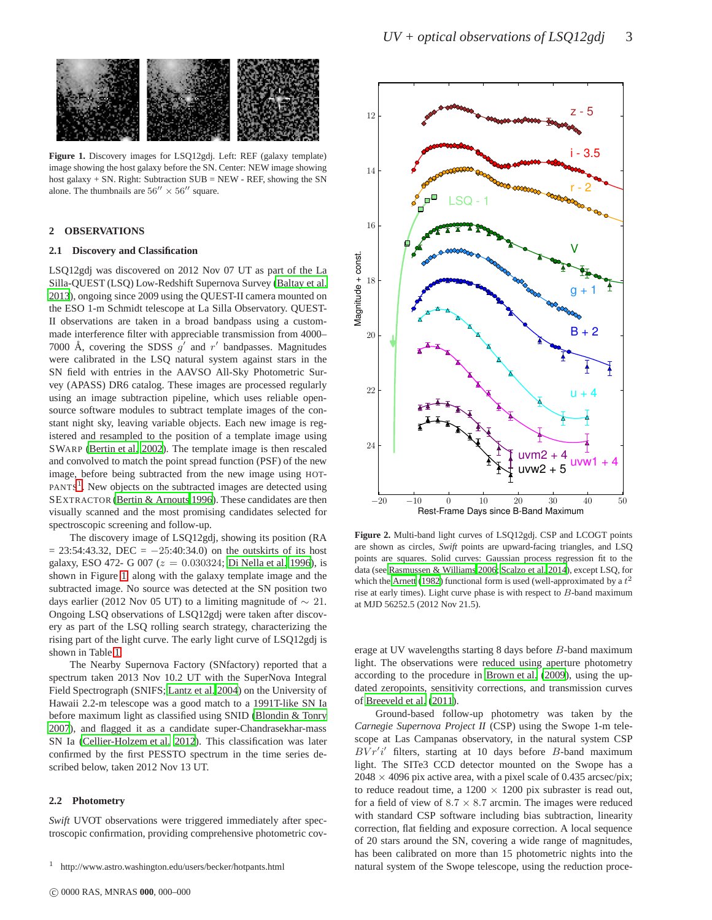**Figure 1.** Discovery images for LSQ12gdj. Left: REF (galaxy template) image showing the host galaxy before the SN. Center: NEW image showing host galaxy + SN. Right: Subtraction SUB = NEW - REF, showing the SN alone. The thumbnails are $56'' \times 56''$ square.

## 2 OBSERVATIONS

### 2.1 Discovery and Classification

LSQ12gdj was discovered on 2012 Nov 07 UT as part of the La Silla-QUEST (LSQ) Low-Redshift Supernova Survey (Baltay et al. 2013), ongoing since 2009 using the QUEST-II camera mounted on the ESO 1-m Schmidt telescope at La Silla Observatory. QUEST-II observations are taken in a broad bandpass using a custom-made interference filter with appreciable transmission from 4000–7000 Å, covering the SDSS $g'$ and $r'$ bandpasses. Magnitudes were calibrated in the LSQ natural system against stars in the SN field with entries in the AAVSO All-Sky Photometric Survey (APASS) DR6 catalog. These images are processed regularly using an image subtraction pipeline, which uses reliable open-source software modules to subtract template images of the constant night sky, leaving variable objects. Each new image is registered and resampled to the position of a template image using SWARP (Bertin et al. 2002). The template image is then rescaled and convolved to match the point spread function (PSF) of the new image, before being subtracted from the new image using HOTPANTS[1]. New objects on the subtracted images are detected using SEXTRACTOR (Bertin & Arnouts 1996). These candidates are then visually scanned and the most promising candidates selected for spectroscopic screening and follow-up.

The discovery image of LSQ12gdj, showing its position (RA = 23:54:43.32, DEC = −25:40:34.0) on the outskirts of its host galaxy, ESO 472- G 007 ($z = 0.030324$; Di Nella et al. 1996), is shown in Figure 1 along with the galaxy template image and the subtracted image. No source was detected at the SN position two days earlier (2012 Nov 05 UT) to a limiting magnitude of $\sim$ 21. Ongoing LSQ observations of LSQ12gdj were taken after discovery as part of the LSQ rolling search strategy, characterizing the rising part of the light curve. The early light curve of LSQ12gdj is shown in Table 1.

The Nearby Supernova Factory (SNfactory) reported that a spectrum taken 2013 Nov 10.2 UT with the SuperNova Integral Field Spectrograph (SNIFS; Lantz et al. 2004) on the University of Hawaii 2.2-m telescope was a good match to a 1991T-like SN Ia before maximum light as classified using SNID (Blondin & Tonry 2007), and flagged it as a candidate super-Chandrasekhar-mass SN Ia (Cellier-Holzem et al. 2012). This classification was later confirmed by the first PESSTO spectrum in the time series described below, taken 2012 Nov 13 UT.

### 2.2 Photometry

*Swift* UVOT observations were triggered immediately after spectroscopic confirmation, providing comprehensive photometric coverage at UV wavelengths starting 8 days before $B$-band maximum light. The observations were reduced using aperture photometry according to the procedure in Brown et al. (2009), using the updated zeropoints, sensitivity corrections, and transmission curves of Breeveld et al. (2011).

Ground-based follow-up photometry was taken by the *Carnegie Supernova Project II* (CSP) using the Swope 1-m telescope at Las Campanas observatory, in the natural system CSP $BVr'i'$ filters, starting at 10 days before $B$-band maximum light. The SITe3 CCD detector mounted on the Swope has a $2048 \times 4096$ pix active area, with a pixel scale of 0.435 arcsec/pix; to reduce readout time, a $1200 \times 1200$ pix subraster is read out, for a field of view of $8.7 \times 8.7$ arcmin. The images were reduced with standard CSP software including bias subtraction, linearity correction, flat fielding and exposure correction. A local sequence of 20 stars around the SN, covering a wide range of magnitudes, has been calibrated on more than 15 photometric nights into the natural system of the Swope telescope, using the reduction proce-

**Figure 2.** Multi-band light curves of LSQ12gdj. CSP and LCOGT points are shown as circles, *Swift* points are upward-facing triangles, and LSQ points are squares. Solid curves: Gaussian process regression fit to the data (see Rasmussen & Williams 2006; Scalzo et al. 2014), except LSQ, for which the Arnett (1982) functional form is used (well-approximated by a $t^2$ rise at early times). Light curve phase is with respect to $B$-band maximum at MJD 56252.5 (2012 Nov 21.5).

[1] http://www.astro.washington.edu/users/becker/hotpants.html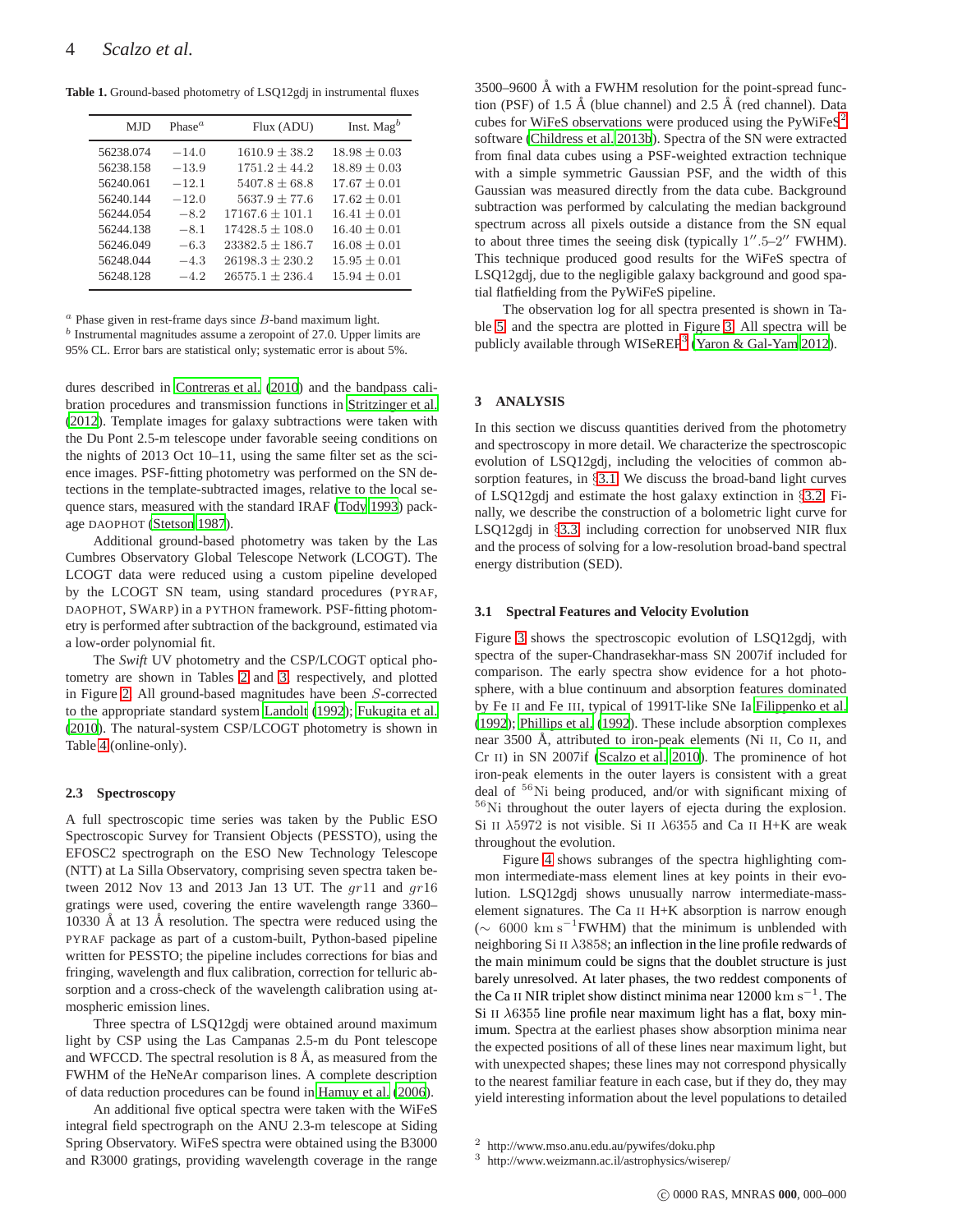**Table 1.** Ground-based photometry of LSQ12gdj in instrumental fluxes

| MJD | Phase[a] | Flux (ADU) | Inst. Mag[b] |
|---|---|---|---|
| 56238.074 | $-14.0$ | $1610.9 \pm 38.2$ | $18.98 \pm 0.03$ |
| 56238.158 | $-13.9$ | $1751.2 \pm 44.2$ | $18.89 \pm 0.03$ |
| 56240.061 | $-12.1$ | $5407.8 \pm 68.8$ | $17.67 \pm 0.01$ |
| 56240.144 | $-12.0$ | $5637.9 \pm 77.6$ | $17.62 \pm 0.01$ |
| 56244.054 | $-8.2$ | $17167.6 \pm 101.1$ | $16.41 \pm 0.01$ |
| 56244.138 | $-8.1$ | $17428.5 \pm 108.0$ | $16.40 \pm 0.01$ |
| 56246.049 | $-6.3$ | $23382.5 \pm 186.7$ | $16.08 \pm 0.01$ |
| 56248.044 | $-4.3$ | $26198.3 \pm 230.2$ | $15.95 \pm 0.01$ |
| 56248.128 | $-4.2$ | $26575.1 \pm 236.4$ | $15.94 \pm 0.01$ |

[a] Phase given in rest-frame days since $B$-band maximum light.
[b] Instrumental magnitudes assume a zeropoint of 27.0. Upper limits are 95% CL. Error bars are statistical only; systematic error is about 5%.

dures described in Contreras et al. (2010) and the bandpass calibration procedures and transmission functions in Stritzinger et al. (2012). Template images for galaxy subtractions were taken with the Du Pont 2.5-m telescope under favorable seeing conditions on the nights of 2013 Oct 10–11, using the same filter set as the science images. PSF-fitting photometry was performed on the SN detections in the template-subtracted images, relative to the local sequence stars, measured with the standard IRAF (Tody 1993) package DAOPHOT (Stetson 1987).

Additional ground-based photometry was taken by the Las Cumbres Observatory Global Telescope Network (LCOGT). The LCOGT data were reduced using a custom pipeline developed by the LCOGT SN team, using standard procedures (PYRAF, DAOPHOT, SWARP) in a PYTHON framework. PSF-fitting photometry is performed after subtraction of the background, estimated via a low-order polynomial fit.

The *Swift* UV photometry and the CSP/LCOGT optical photometry are shown in Tables 2 and 3, respectively, and plotted in Figure 2. All ground-based magnitudes have been $S$-corrected to the appropriate standard system Landolt (1992); Fukugita et al. (2010). The natural-system CSP/LCOGT photometry is shown in Table 4 (online-only).

### 2.3 Spectroscopy

A full spectroscopic time series was taken by the Public ESO Spectroscopic Survey for Transient Objects (PESSTO), using the EFOSC2 spectrograph on the ESO New Technology Telescope (NTT) at La Silla Observatory, comprising seven spectra taken between 2012 Nov 13 and 2013 Jan 13 UT. The $gr11$ and $gr16$ gratings were used, covering the entire wavelength range 3360–10330 Å at 13 Å resolution. The spectra were reduced using the PYRAF package as part of a custom-built, Python-based pipeline written for PESSTO; the pipeline includes corrections for bias and fringing, wavelength and flux calibration, correction for telluric absorption and a cross-check of the wavelength calibration using atmospheric emission lines.

Three spectra of LSQ12gdj were obtained around maximum light by CSP using the Las Campanas 2.5-m du Pont telescope and WFCCD. The spectral resolution is 8 Å, as measured from the FWHM of the HeNeAr comparison lines. A complete description of data reduction procedures can be found in Hamuy et al. (2006).

An additional five optical spectra were taken with the WiFeS integral field spectrograph on the ANU 2.3-m telescope at Siding Spring Observatory. WiFeS spectra were obtained using the B3000 and R3000 gratings, providing wavelength coverage in the range 3500–9600 Å with a FWHM resolution for the point-spread function (PSF) of 1.5 Å (blue channel) and 2.5 Å (red channel). Data cubes for WiFeS observations were produced using the PyWiFeS[2] software (Childress et al. 2013b). Spectra of the SN were extracted from final data cubes using a PSF-weighted extraction technique with a simple symmetric Gaussian PSF, and the width of this Gaussian was measured directly from the data cube. Background subtraction was performed by calculating the median background spectrum across all pixels outside a distance from the SN equal to about three times the seeing disk (typically $1''.5$–$2''$ FWHM). This technique produced good results for the WiFeS spectra of LSQ12gdj, due to the negligible galaxy background and good spatial flatfielding from the PyWiFeS pipeline.

The observation log for all spectra presented is shown in Table 5, and the spectra are plotted in Figure 3. All spectra will be publicly available through WISeREP[3] (Yaron & Gal-Yam 2012).

## 3 ANALYSIS

In this section we discuss quantities derived from the photometry and spectroscopy in more detail. We characterize the spectroscopic evolution of LSQ12gdj, including the velocities of common absorption features, in §3.1. We discuss the broad-band light curves of LSQ12gdj and estimate the host galaxy extinction in §3.2. Finally, we describe the construction of a bolometric light curve for LSQ12gdj in §3.3, including correction for unobserved NIR flux and the process of solving for a low-resolution broad-band spectral energy distribution (SED).

### 3.1 Spectral Features and Velocity Evolution

Figure 3 shows the spectroscopic evolution of LSQ12gdj, with spectra of the super-Chandrasekhar-mass SN 2007if included for comparison. The early spectra show evidence for a hot photosphere, with a blue continuum and absorption features dominated by Fe II and Fe III, typical of 1991T-like SNe Ia Filippenko et al. (1992); Phillips et al. (1992). These include absorption complexes near 3500 Å, attributed to iron-peak elements (Ni II, Co II, and Cr II) in SN 2007if (Scalzo et al. 2010). The prominence of hot iron-peak elements in the outer layers is consistent with a great deal of $^{56}$Ni being produced, and/or with significant mixing of $^{56}$Ni throughout the outer layers of ejecta during the explosion. Si II $\lambda5972$ is not visible. Si II $\lambda6355$ and Ca II H+K are weak throughout the evolution.

Figure 4 shows subranges of the spectra highlighting common intermediate-mass element lines at key points in their evolution. LSQ12gdj shows unusually narrow intermediate-mass-element signatures. The Ca II H+K absorption is narrow enough ($\sim$ 6000 km s$^{-1}$FWHM) that the minimum is unblended with neighboring Si II $\lambda3858$; an inflection in the line profile redwards of the main minimum could be signs that the doublet structure is just barely unresolved. At later phases, the two reddest components of the Ca II NIR triplet show distinct minima near 12000 km s$^{-1}$. The Si II $\lambda6355$ line profile near maximum light has a flat, boxy minimum. Spectra at the earliest phases show absorption minima near the expected positions of all of these lines near maximum light, but with unexpected shapes; these lines may not correspond physically to the nearest familiar feature in each case, but if they do, they may yield interesting information about the level populations to detailed

[2] http://www.mso.anu.edu.au/pywifes/doku.php
[3] http://www.weizmann.ac.il/astrophysics/wiserep/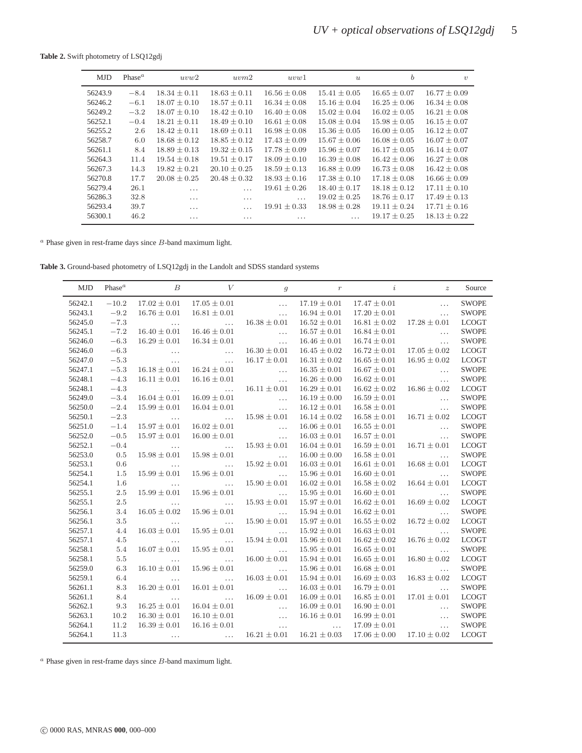**Table 2.** Swift photometry of LSQ12gdj

| MJD | Phase[a] | $uvw2$ | $uvm2$ | $uvw1$ | $u$ | $b$ | $v$ |
|---|---|---|---|---|---|---|---|
| 56243.9 | $-8.4$ | $18.34 \pm 0.11$ | $18.63 \pm 0.11$ | $16.56 \pm 0.08$ | $15.41 \pm 0.05$ | $16.65 \pm 0.07$ | $16.77 \pm 0.09$ |
| 56246.2 | $-6.1$ | $18.07 \pm 0.10$ | $18.57 \pm 0.11$ | $16.34 \pm 0.08$ | $15.16 \pm 0.04$ | $16.25 \pm 0.06$ | $16.34 \pm 0.08$ |
| 56249.2 | $-3.2$ | $18.07 \pm 0.10$ | $18.42 \pm 0.10$ | $16.40 \pm 0.08$ | $15.02 \pm 0.04$ | $16.02 \pm 0.05$ | $16.21 \pm 0.08$ |
| 56252.1 | $-0.4$ | $18.21 \pm 0.11$ | $18.49 \pm 0.10$ | $16.61 \pm 0.08$ | $15.08 \pm 0.04$ | $15.98 \pm 0.05$ | $16.15 \pm 0.07$ |
| 56255.2 | 2.6 | $18.42 \pm 0.11$ | $18.69 \pm 0.11$ | $16.98 \pm 0.08$ | $15.36 \pm 0.05$ | $16.00 \pm 0.05$ | $16.12 \pm 0.07$ |
| 56258.7 | 6.0 | $18.68 \pm 0.12$ | $18.85 \pm 0.12$ | $17.43 \pm 0.09$ | $15.67 \pm 0.06$ | $16.08 \pm 0.05$ | $16.07 \pm 0.07$ |
| 56261.1 | 8.4 | $18.89 \pm 0.13$ | $19.32 \pm 0.15$ | $17.78 \pm 0.09$ | $15.96 \pm 0.07$ | $16.17 \pm 0.05$ | $16.14 \pm 0.07$ |
| 56264.3 | 11.4 | $19.54 \pm 0.18$ | $19.51 \pm 0.17$ | $18.09 \pm 0.10$ | $16.39 \pm 0.08$ | $16.42 \pm 0.06$ | $16.27 \pm 0.08$ |
| 56267.3 | 14.3 | $19.82 \pm 0.21$ | $20.10 \pm 0.25$ | $18.59 \pm 0.13$ | $16.88 \pm 0.09$ | $16.73 \pm 0.08$ | $16.42 \pm 0.08$ |
| 56270.8 | 17.7 | $20.08 \pm 0.25$ | $20.48 \pm 0.32$ | $18.93 \pm 0.16$ | $17.38 \pm 0.10$ | $17.18 \pm 0.08$ | $16.66 \pm 0.09$ |
| 56279.4 | 26.1 | … | … | $19.61 \pm 0.26$ | $18.40 \pm 0.17$ | $18.18 \pm 0.12$ | $17.11 \pm 0.10$ |
| 56286.3 | 32.8 | … | … | … | $19.02 \pm 0.25$ | $18.76 \pm 0.17$ | $17.49 \pm 0.13$ |
| 56293.4 | 39.7 | … | … | $19.91 \pm 0.33$ | $18.98 \pm 0.28$ | $19.11 \pm 0.24$ | $17.71 \pm 0.16$ |
| 56300.1 | 46.2 | … | … | … | … | $19.17 \pm 0.25$ | $18.13 \pm 0.22$ |

[a] Phase given in rest-frame days since $B$-band maximum light.

**Table 3.** Ground-based photometry of LSQ12gdj in the Landolt and SDSS standard systems

| MJD | Phase[a] | $B$ | $V$ | $g$ | $r$ | $i$ | $z$ | Source |
|---|---|---|---|---|---|---|---|---|
| 56242.1 | $-10.2$ | $17.02 \pm 0.01$ | $17.05 \pm 0.01$ | … | $17.19 \pm 0.01$ | $17.47 \pm 0.01$ | … | SWOPE |
| 56243.1 | $-9.2$ | $16.76 \pm 0.01$ | $16.81 \pm 0.01$ | … | $16.94 \pm 0.01$ | $17.20 \pm 0.01$ | … | SWOPE |
| 56245.0 | $-7.3$ | … | … | $16.38 \pm 0.01$ | $16.52 \pm 0.01$ | $16.81 \pm 0.02$ | $17.28 \pm 0.01$ | LCOGT |
| 56245.1 | $-7.2$ | $16.40 \pm 0.01$ | $16.46 \pm 0.01$ | … | $16.57 \pm 0.01$ | $16.84 \pm 0.01$ | … | SWOPE |
| 56246.0 | $-6.3$ | $16.29 \pm 0.01$ | $16.34 \pm 0.01$ | … | $16.46 \pm 0.01$ | $16.74 \pm 0.01$ | … | SWOPE |
| 56246.0 | $-6.3$ | … | … | $16.30 \pm 0.01$ | $16.45 \pm 0.02$ | $16.72 \pm 0.01$ | $17.05 \pm 0.02$ | LCOGT |
| 56247.0 | $-5.3$ | … | … | $16.17 \pm 0.01$ | $16.31 \pm 0.02$ | $16.65 \pm 0.01$ | $16.95 \pm 0.02$ | LCOGT |
| 56247.1 | $-5.3$ | $16.18 \pm 0.01$ | $16.24 \pm 0.01$ | … | $16.35 \pm 0.01$ | $16.67 \pm 0.01$ | … | SWOPE |
| 56248.1 | $-4.3$ | $16.11 \pm 0.01$ | $16.16 \pm 0.01$ | … | $16.26 \pm 0.00$ | $16.62 \pm 0.01$ | … | SWOPE |
| 56248.1 | $-4.3$ | … | … | $16.11 \pm 0.01$ | $16.29 \pm 0.01$ | $16.62 \pm 0.02$ | $16.86 \pm 0.02$ | LCOGT |
| 56249.0 | $-3.4$ | $16.04 \pm 0.01$ | $16.09 \pm 0.01$ | … | $16.19 \pm 0.00$ | $16.59 \pm 0.01$ | … | SWOPE |
| 56250.0 | $-2.4$ | $15.99 \pm 0.01$ | $16.04 \pm 0.01$ | … | $16.12 \pm 0.01$ | $16.58 \pm 0.01$ | … | SWOPE |
| 56250.1 | $-2.3$ | … | … | $15.98 \pm 0.01$ | $16.14 \pm 0.02$ | $16.58 \pm 0.01$ | $16.71 \pm 0.02$ | LCOGT |
| 56251.0 | $-1.4$ | $15.97 \pm 0.01$ | $16.02 \pm 0.01$ | … | $16.06 \pm 0.01$ | $16.55 \pm 0.01$ | … | SWOPE |
| 56252.0 | $-0.5$ | $15.97 \pm 0.01$ | $16.00 \pm 0.01$ | … | $16.03 \pm 0.01$ | $16.57 \pm 0.01$ | … | SWOPE |
| 56252.1 | $-0.4$ | … | … | $15.93 \pm 0.01$ | $16.04 \pm 0.01$ | $16.59 \pm 0.01$ | $16.71 \pm 0.01$ | LCOGT |
| 56253.0 | 0.5 | $15.98 \pm 0.01$ | $15.98 \pm 0.01$ | … | $16.00 \pm 0.00$ | $16.58 \pm 0.01$ | … | SWOPE |
| 56253.1 | 0.6 | … | … | $15.92 \pm 0.01$ | $16.03 \pm 0.01$ | $16.61 \pm 0.01$ | $16.68 \pm 0.01$ | LCOGT |
| 56254.1 | 1.5 | $15.99 \pm 0.01$ | $15.96 \pm 0.01$ | … | $15.96 \pm 0.01$ | $16.60 \pm 0.01$ | … | SWOPE |
| 56254.1 | 1.6 | … | … | $15.90 \pm 0.01$ | $16.02 \pm 0.01$ | $16.58 \pm 0.02$ | $16.64 \pm 0.01$ | LCOGT |
| 56255.1 | 2.5 | $15.99 \pm 0.01$ | $15.96 \pm 0.01$ | … | $15.95 \pm 0.01$ | $16.60 \pm 0.01$ | … | SWOPE |
| 56255.1 | 2.5 | … | … | $15.93 \pm 0.01$ | $15.97 \pm 0.01$ | $16.62 \pm 0.01$ | $16.69 \pm 0.02$ | LCOGT |
| 56256.1 | 3.4 | $16.05 \pm 0.02$ | $15.96 \pm 0.01$ | … | $15.94 \pm 0.01$ | $16.62 \pm 0.01$ | … | SWOPE |
| 56256.1 | 3.5 | … | … | $15.90 \pm 0.01$ | $15.97 \pm 0.01$ | $16.55 \pm 0.02$ | $16.72 \pm 0.02$ | LCOGT |
| 56257.1 | 4.4 | $16.03 \pm 0.01$ | $15.95 \pm 0.01$ | … | $15.92 \pm 0.01$ | $16.63 \pm 0.01$ | … | SWOPE |
| 56257.1 | 4.5 | … | … | $15.94 \pm 0.01$ | $15.96 \pm 0.01$ | $16.62 \pm 0.02$ | $16.76 \pm 0.02$ | LCOGT |
| 56258.1 | 5.4 | $16.07 \pm 0.01$ | $15.95 \pm 0.01$ | … | $15.95 \pm 0.01$ | $16.65 \pm 0.01$ | … | SWOPE |
| 56258.1 | 5.5 | … | … | $16.00 \pm 0.01$ | $15.94 \pm 0.01$ | $16.65 \pm 0.01$ | $16.80 \pm 0.02$ | LCOGT |
| 56259.0 | 6.3 | $16.10 \pm 0.01$ | $15.96 \pm 0.01$ | … | $15.96 \pm 0.01$ | $16.68 \pm 0.01$ | … | SWOPE |
| 56259.1 | 6.4 | … | … | $16.03 \pm 0.01$ | $15.94 \pm 0.01$ | $16.69 \pm 0.03$ | $16.83 \pm 0.02$ | LCOGT |
| 56261.1 | 8.3 | $16.20 \pm 0.01$ | $16.01 \pm 0.01$ | … | $16.03 \pm 0.01$ | $16.79 \pm 0.01$ | … | SWOPE |
| 56261.1 | 8.4 | … | … | $16.09 \pm 0.01$ | $16.09 \pm 0.01$ | $16.85 \pm 0.01$ | $17.01 \pm 0.01$ | LCOGT |
| 56262.1 | 9.3 | $16.25 \pm 0.01$ | $16.04 \pm 0.01$ | … | $16.09 \pm 0.01$ | $16.90 \pm 0.01$ | … | SWOPE |
| 56263.1 | 10.2 | $16.30 \pm 0.01$ | $16.10 \pm 0.01$ | … | $16.16 \pm 0.01$ | $16.99 \pm 0.01$ | … | SWOPE |
| 56264.1 | 11.2 | $16.39 \pm 0.01$ | $16.16 \pm 0.01$ | … | … | $17.09 \pm 0.01$ | … | SWOPE |
| 56264.1 | 11.3 | … | … | $16.21 \pm 0.01$ | $16.21 \pm 0.03$ | $17.06 \pm 0.00$ | $17.10 \pm 0.02$ | LCOGT |

[a] Phase given in rest-frame days since $B$-band maximum light.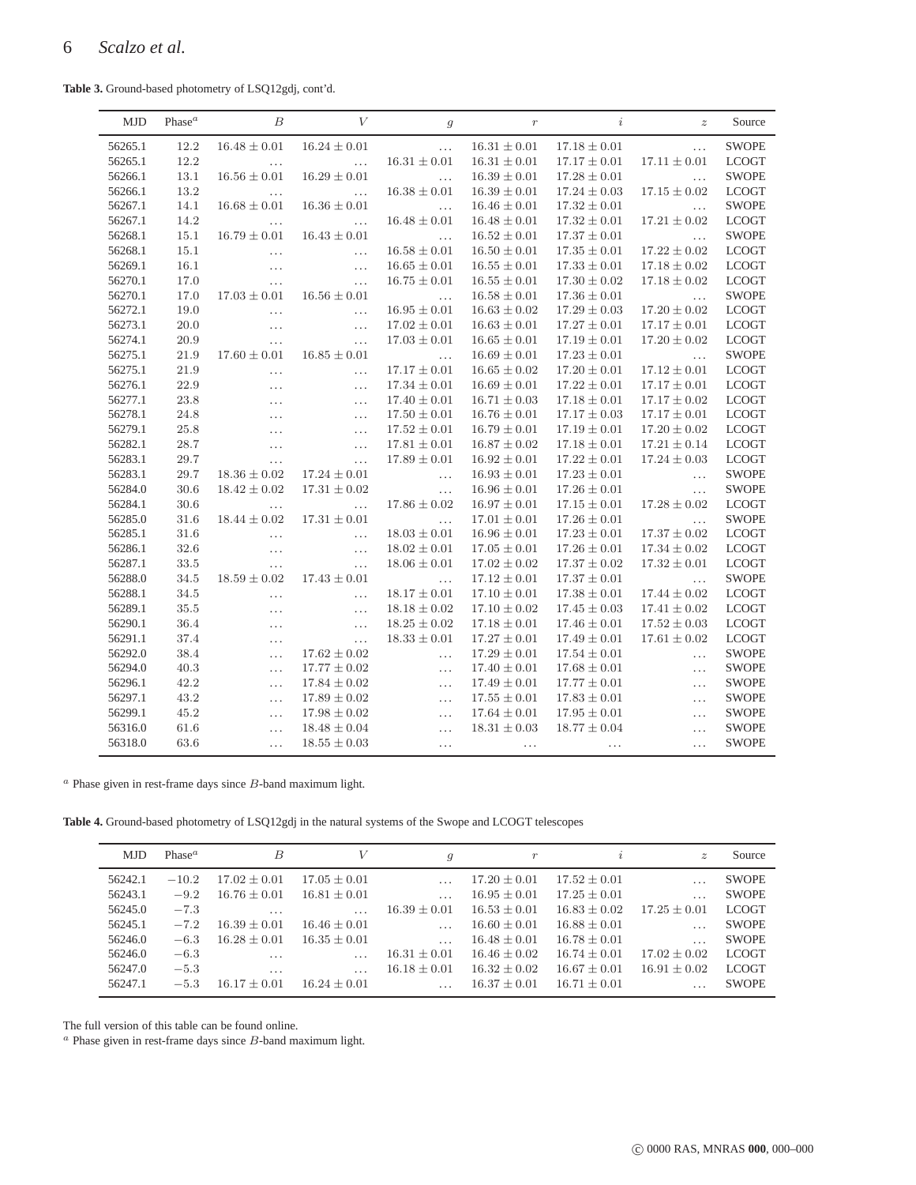**Table 3.** Ground-based photometry of LSQ12gdj, cont'd.

| MJD | Phase[a] | $B$ | $V$ | $g$ | $r$ | $i$ | $z$ | Source |
|---|---|---|---|---|---|---|---|---|
| 56265.1 | 12.2 | $16.48 \pm 0.01$ | $16.24 \pm 0.01$ | … | $16.31 \pm 0.01$ | $17.18 \pm 0.01$ | … | SWOPE |
| 56265.1 | 12.2 | … | … | $16.31 \pm 0.01$ | $16.31 \pm 0.01$ | $17.17 \pm 0.01$ | $17.11 \pm 0.01$ | LCOGT |
| 56266.1 | 13.1 | $16.56 \pm 0.01$ | $16.29 \pm 0.01$ | … | $16.39 \pm 0.01$ | $17.28 \pm 0.01$ | … | SWOPE |
| 56266.1 | 13.2 | … | … | $16.38 \pm 0.01$ | $16.39 \pm 0.01$ | $17.24 \pm 0.03$ | $17.15 \pm 0.02$ | LCOGT |
| 56267.1 | 14.1 | $16.68 \pm 0.01$ | $16.36 \pm 0.01$ | … | $16.46 \pm 0.01$ | $17.32 \pm 0.01$ | … | SWOPE |
| 56267.1 | 14.2 | … | … | $16.48 \pm 0.01$ | $16.48 \pm 0.01$ | $17.32 \pm 0.01$ | $17.21 \pm 0.02$ | LCOGT |
| 56268.1 | 15.1 | $16.79 \pm 0.01$ | $16.43 \pm 0.01$ | … | $16.52 \pm 0.01$ | $17.37 \pm 0.01$ | … | SWOPE |
| 56268.1 | 15.1 | … | … | $16.58 \pm 0.01$ | $16.50 \pm 0.01$ | $17.35 \pm 0.01$ | $17.22 \pm 0.02$ | LCOGT |
| 56269.1 | 16.1 | … | … | $16.65 \pm 0.01$ | $16.55 \pm 0.01$ | $17.33 \pm 0.01$ | $17.18 \pm 0.02$ | LCOGT |
| 56270.1 | 17.0 | … | … | $16.75 \pm 0.01$ | $16.55 \pm 0.01$ | $17.30 \pm 0.02$ | $17.18 \pm 0.02$ | LCOGT |
| 56270.1 | 17.0 | $17.03 \pm 0.01$ | $16.56 \pm 0.01$ | … | $16.58 \pm 0.01$ | $17.36 \pm 0.01$ | … | SWOPE |
| 56272.1 | 19.0 | … | … | $16.95 \pm 0.01$ | $16.63 \pm 0.02$ | $17.29 \pm 0.03$ | $17.20 \pm 0.02$ | LCOGT |
| 56273.1 | 20.0 | … | … | $17.02 \pm 0.01$ | $16.63 \pm 0.01$ | $17.27 \pm 0.01$ | $17.17 \pm 0.01$ | LCOGT |
| 56274.1 | 20.9 | … | … | $17.03 \pm 0.01$ | $16.65 \pm 0.01$ | $17.19 \pm 0.01$ | $17.20 \pm 0.02$ | LCOGT |
| 56275.1 | 21.9 | $17.60 \pm 0.01$ | $16.85 \pm 0.01$ | … | $16.69 \pm 0.01$ | $17.23 \pm 0.01$ | … | SWOPE |
| 56275.1 | 21.9 | … | … | $17.17 \pm 0.01$ | $16.65 \pm 0.02$ | $17.20 \pm 0.01$ | $17.12 \pm 0.01$ | LCOGT |
| 56276.1 | 22.9 | … | … | $17.34 \pm 0.01$ | $16.69 \pm 0.01$ | $17.22 \pm 0.01$ | $17.17 \pm 0.01$ | LCOGT |
| 56277.1 | 23.8 | … | … | $17.40 \pm 0.01$ | $16.71 \pm 0.03$ | $17.18 \pm 0.01$ | $17.17 \pm 0.02$ | LCOGT |
| 56278.1 | 24.8 | … | … | $17.50 \pm 0.01$ | $16.76 \pm 0.01$ | $17.17 \pm 0.03$ | $17.17 \pm 0.01$ | LCOGT |
| 56279.1 | 25.8 | … | … | $17.52 \pm 0.01$ | $16.79 \pm 0.01$ | $17.19 \pm 0.01$ | $17.20 \pm 0.02$ | LCOGT |
| 56282.1 | 28.7 | … | … | $17.81 \pm 0.01$ | $16.87 \pm 0.02$ | $17.18 \pm 0.01$ | $17.21 \pm 0.14$ | LCOGT |
| 56283.1 | 29.7 | … | … | $17.89 \pm 0.01$ | $16.92 \pm 0.01$ | $17.22 \pm 0.01$ | $17.24 \pm 0.03$ | LCOGT |
| 56283.1 | 29.7 | $18.36 \pm 0.02$ | $17.24 \pm 0.01$ | … | $16.93 \pm 0.01$ | $17.23 \pm 0.01$ | … | SWOPE |
| 56284.0 | 30.6 | $18.42 \pm 0.02$ | $17.31 \pm 0.02$ | … | $16.96 \pm 0.01$ | $17.26 \pm 0.01$ | … | SWOPE |
| 56284.1 | 30.6 | … | … | $17.86 \pm 0.02$ | $16.97 \pm 0.01$ | $17.15 \pm 0.01$ | $17.28 \pm 0.02$ | LCOGT |
| 56285.0 | 31.6 | $18.44 \pm 0.02$ | $17.31 \pm 0.01$ | … | $17.01 \pm 0.01$ | $17.26 \pm 0.01$ | … | SWOPE |
| 56285.1 | 31.6 | … | … | $18.03 \pm 0.01$ | $16.96 \pm 0.01$ | $17.23 \pm 0.01$ | $17.37 \pm 0.02$ | LCOGT |
| 56286.1 | 32.6 | … | … | $18.02 \pm 0.01$ | $17.05 \pm 0.01$ | $17.26 \pm 0.01$ | $17.34 \pm 0.02$ | LCOGT |
| 56287.1 | 33.5 | … | … | $18.06 \pm 0.01$ | $17.02 \pm 0.02$ | $17.37 \pm 0.02$ | $17.32 \pm 0.01$ | LCOGT |
| 56288.0 | 34.5 | $18.59 \pm 0.02$ | $17.43 \pm 0.01$ | … | $17.12 \pm 0.01$ | $17.37 \pm 0.01$ | … | SWOPE |
| 56288.1 | 34.5 | … | … | $18.17 \pm 0.01$ | $17.10 \pm 0.01$ | $17.38 \pm 0.01$ | $17.44 \pm 0.02$ | LCOGT |
| 56289.1 | 35.5 | … | … | $18.18 \pm 0.02$ | $17.10 \pm 0.02$ | $17.45 \pm 0.03$ | $17.41 \pm 0.02$ | LCOGT |
| 56290.1 | 36.4 | … | … | $18.25 \pm 0.02$ | $17.18 \pm 0.01$ | $17.46 \pm 0.01$ | $17.52 \pm 0.03$ | LCOGT |
| 56291.1 | 37.4 | … | … | $18.33 \pm 0.01$ | $17.27 \pm 0.01$ | $17.49 \pm 0.01$ | $17.61 \pm 0.02$ | LCOGT |
| 56292.0 | 38.4 | … | $17.62 \pm 0.02$ | … | $17.29 \pm 0.01$ | $17.54 \pm 0.01$ | … | SWOPE |
| 56294.0 | 40.3 | … | $17.77 \pm 0.02$ | … | $17.40 \pm 0.01$ | $17.68 \pm 0.01$ | … | SWOPE |
| 56296.1 | 42.2 | … | $17.84 \pm 0.02$ | … | $17.49 \pm 0.01$ | $17.77 \pm 0.01$ | … | SWOPE |
| 56297.1 | 43.2 | … | $17.89 \pm 0.02$ | … | $17.55 \pm 0.01$ | $17.83 \pm 0.01$ | … | SWOPE |
| 56299.1 | 45.2 | … | $17.98 \pm 0.02$ | … | $17.64 \pm 0.01$ | $17.95 \pm 0.01$ | … | SWOPE |
| 56316.0 | 61.6 | … | $18.48 \pm 0.04$ | … | $18.31 \pm 0.03$ | $18.77 \pm 0.04$ | … | SWOPE |
| 56318.0 | 63.6 | … | $18.55 \pm 0.03$ | … | … | … | … | SWOPE |

[a] Phase given in rest-frame days since $B$-band maximum light.

**Table 4.** Ground-based photometry of LSQ12gdj in the natural systems of the Swope and LCOGT telescopes

| MJD | Phase[a] | $B$ | $V$ | $g$ | $r$ | $i$ | $z$ | Source |
|---|---|---|---|---|---|---|---|---|
| 56242.1 | $-10.2$ | $17.02 \pm 0.01$ | $17.05 \pm 0.01$ | … | $17.20 \pm 0.01$ | $17.52 \pm 0.01$ | … | SWOPE |
| 56243.1 | $-9.2$ | $16.76 \pm 0.01$ | $16.81 \pm 0.01$ | … | $16.95 \pm 0.01$ | $17.25 \pm 0.01$ | … | SWOPE |
| 56245.0 | $-7.3$ | … | … | $16.39 \pm 0.01$ | $16.53 \pm 0.01$ | $16.83 \pm 0.02$ | $17.25 \pm 0.01$ | LCOGT |
| 56245.1 | $-7.2$ | $16.39 \pm 0.01$ | $16.46 \pm 0.01$ | … | $16.60 \pm 0.01$ | $16.88 \pm 0.01$ | … | SWOPE |
| 56246.0 | $-6.3$ | $16.28 \pm 0.01$ | $16.35 \pm 0.01$ | … | $16.48 \pm 0.01$ | $16.78 \pm 0.01$ | … | SWOPE |
| 56246.0 | $-6.3$ | … | … | $16.31 \pm 0.01$ | $16.46 \pm 0.01$ | $16.74 \pm 0.01$ | $17.02 \pm 0.02$ | LCOGT |
| 56247.0 | $-5.3$ | … | … | $16.18 \pm 0.01$ | $16.32 \pm 0.02$ | $16.67 \pm 0.01$ | $16.91 \pm 0.02$ | LCOGT |
| 56247.1 | $-5.3$ | $16.17 \pm 0.01$ | $16.24 \pm 0.01$ | … | $16.37 \pm 0.01$ | $16.71 \pm 0.01$ | … | SWOPE |

The full version of this table can be found online.

[a] Phase given in rest-frame days since $B$-band maximum light.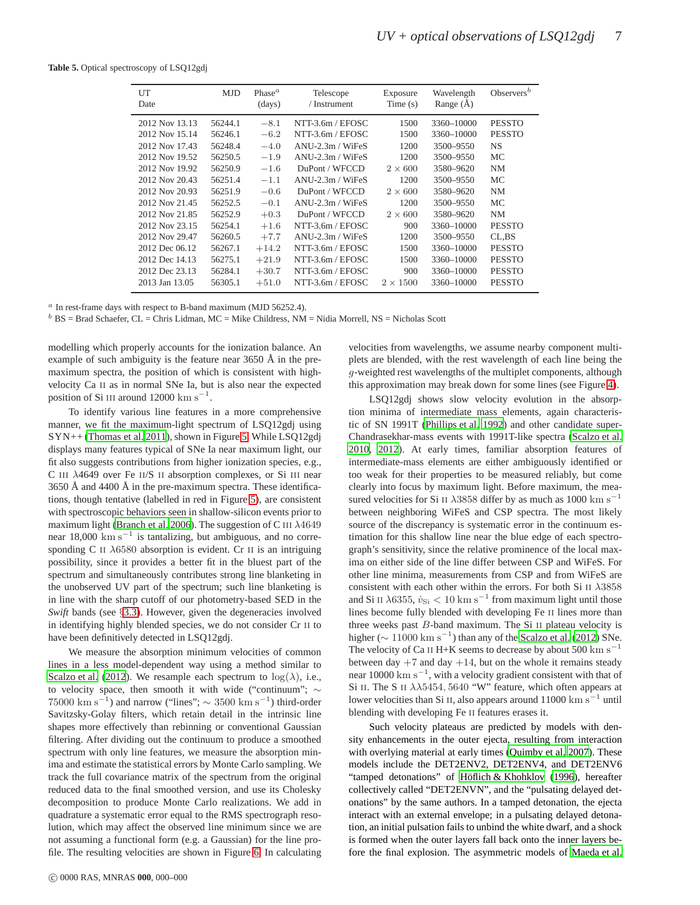**Table 5.** Optical spectroscopy of LSQ12gdj

| UT Date | MJD | Phase[a] (days) | Telescope / Instrument | Exposure Time (s) | Wavelength Range (Å) | Observers[b] |
|---|---|---|---|---|---|---|
| 2012 Nov 13.13 | 56244.1 | $-8.1$ | NTT-3.6m / EFOSC | 1500 | 3360–10000 | PESSTO |
| 2012 Nov 15.14 | 56246.1 | $-6.2$ | NTT-3.6m / EFOSC | 1500 | 3360–10000 | PESSTO |
| 2012 Nov 17.43 | 56248.4 | $-4.0$ | ANU-2.3m / WiFeS | 1200 | 3500–9550 | NS |
| 2012 Nov 19.52 | 56250.5 | $-1.9$ | ANU-2.3m / WiFeS | 1200 | 3500–9550 | MC |
| 2012 Nov 19.92 | 56250.9 | $-1.6$ | DuPont / WFCCD | $2 \times 600$ | 3580–9620 | NM |
| 2012 Nov 20.43 | 56251.4 | $-1.1$ | ANU-2.3m / WiFeS | 1200 | 3500–9550 | MC |
| 2012 Nov 20.93 | 56251.9 | $-0.6$ | DuPont / WFCCD | $2 \times 600$ | 3580–9620 | NM |
| 2012 Nov 21.45 | 56252.5 | $-0.1$ | ANU-2.3m / WiFeS | 1200 | 3500–9550 | MC |
| 2012 Nov 21.85 | 56252.9 | $+0.3$ | DuPont / WFCCD | $2 \times 600$ | 3580–9620 | NM |
| 2012 Nov 23.15 | 56254.1 | $+1.6$ | NTT-3.6m / EFOSC | 900 | 3360–10000 | PESSTO |
| 2012 Nov 29.47 | 56260.5 | $+7.7$ | ANU-2.3m / WiFeS | 1200 | 3500–9550 | CL,BS |
| 2012 Dec 06.12 | 56267.1 | $+14.2$ | NTT-3.6m / EFOSC | 1500 | 3360–10000 | PESSTO |
| 2012 Dec 14.13 | 56275.1 | $+21.9$ | NTT-3.6m / EFOSC | 1500 | 3360–10000 | PESSTO |
| 2012 Dec 23.13 | 56284.1 | $+30.7$ | NTT-3.6m / EFOSC | 900 | 3360–10000 | PESSTO |
| 2013 Jan 13.05 | 56305.1 | $+51.0$ | NTT-3.6m / EFOSC | $2 \times 1500$ | 3360–10000 | PESSTO |

[a] In rest-frame days with respect to B-band maximum (MJD 56252.4).
[b] BS = Brad Schaefer, CL = Chris Lidman, MC = Mike Childress, NM = Nidia Morrell, NS = Nicholas Scott

modelling which properly accounts for the ionization balance. An example of such ambiguity is the feature near 3650 Å in the pre-maximum spectra, the position of which is consistent with high-velocity Ca II as in normal SNe Ia, but is also near the expected position of Si III around 12000 $\mathrm{km\ s^{-1}}$.

To identify various line features in a more comprehensive manner, we fit the maximum-light spectrum of LSQ12gdj using SYN++ (Thomas et al. 2011), shown in Figure 5. While LSQ12gdj displays many features typical of SNe Ia near maximum light, our fit also suggests contributions from higher ionization species, e.g., C III $\lambda$4649 over Fe II/S II absorption complexes, or Si III near 3650 Å and 4400 Å in the pre-maximum spectra. These identifications, though tentative (labelled in red in Figure 5), are consistent with spectroscopic behaviors seen in shallow-silicon events prior to maximum light (Branch et al. 2006). The suggestion of C III $\lambda$4649 near 18,000 $\mathrm{km\ s^{-1}}$ is tantalizing, but ambiguous, and no corresponding C II $\lambda$6580 absorption is evident. Cr II is an intriguing possibility, since it provides a better fit in the bluest part of the spectrum and simultaneously contributes strong line blanketing in the unobserved UV part of the spectrum; such line blanketing is in line with the sharp cutoff of our photometry-based SED in the *Swift* bands (see §3.3). However, given the degeneracies involved in identifying highly blended species, we do not consider Cr II to have been definitively detected in LSQ12gdj.

We measure the absorption minimum velocities of common lines in a less model-dependent way using a method similar to Scalzo et al. (2012). We resample each spectrum to $\log(\lambda)$, i.e., to velocity space, then smooth it with wide ("continuum"; $\sim 75000\ \mathrm{km\ s^{-1}}$) and narrow ("lines"; $\sim 3500\ \mathrm{km\ s^{-1}}$) third-order Savitzky-Golay filters, which retain detail in the intrinsic line shapes more effectively than rebinning or conventional Gaussian filtering. After dividing out the continuum to produce a smoothed spectrum with only line features, we measure the absorption minima and estimate the statistical errors by Monte Carlo sampling. We track the full covariance matrix of the spectrum from the original reduced data to the final smoothed version, and use its Cholesky decomposition to produce Monte Carlo realizations. We add in quadrature a systematic error equal to the RMS spectrograph resolution, which may affect the observed line minimum since we are not assuming a functional form (e.g. a Gaussian) for the line profile. The resulting velocities are shown in Figure 6. In calculating velocities from wavelengths, we assume nearby component multiplets are blended, with the rest wavelength of each line being the $g$-weighted rest wavelengths of the multiplet components, although this approximation may break down for some lines (see Figure 4).

LSQ12gdj shows slow velocity evolution in the absorption minima of intermediate mass elements, again characteristic of SN 1991T (Phillips et al. 1992) and other candidate super-Chandrasekhar-mass events with 1991T-like spectra (Scalzo et al. 2010, 2012). At early times, familiar absorption features of intermediate-mass elements are either ambiguously identified or too weak for their properties to be measured reliably, but come clearly into focus by maximum light. Before maximum, the measured velocities for Si II $\lambda$3858 differ by as much as 1000 $\mathrm{km\ s^{-1}}$ between neighboring WiFeS and CSP spectra. The most likely source of the discrepancy is systematic error in the continuum estimation for this shallow line near the blue edge of each spectrograph's sensitivity, since the relative prominence of the local maxima on either side of the line differ between CSP and WiFeS. For other line minima, measurements from CSP and from WiFeS are consistent with each other within the errors. For both Si II $\lambda$3858 and Si II $\lambda$6355, $\dot{v}_{\mathrm{Si}} < 10\ \mathrm{km\ s^{-1}}$ from maximum light until those lines become fully blended with developing Fe II lines more than three weeks past $B$-band maximum. The Si II plateau velocity is higher ($\sim 11000\ \mathrm{km\ s^{-1}}$) than any of the Scalzo et al. (2012) SNe. The velocity of Ca II H+K seems to decrease by about 500 $\mathrm{km\ s^{-1}}$ between day +7 and day +14, but on the whole it remains steady near 10000 $\mathrm{km\ s^{-1}}$, with a velocity gradient consistent with that of Si II. The S II $\lambda\lambda$5454, 5640 "W" feature, which often appears at lower velocities than Si II, also appears around 11000 $\mathrm{km\ s^{-1}}$ until blending with developing Fe II features erases it.

Such velocity plateaus are predicted by models with density enhancements in the outer ejecta, resulting from interaction with overlying material at early times (Quimby et al. 2007). These models include the DET2ENV2, DET2ENV4, and DET2ENV6 "tamped detonations" of Höflich & Khohklov (1996), hereafter collectively called "DET2ENVN", and the "pulsating delayed detonations" by the same authors. In a tamped detonation, the ejecta interact with an external envelope; in a pulsating delayed detonation, an initial pulsation fails to unbind the white dwarf, and a shock is formed when the outer layers fall back onto the inner layers before the final explosion. The asymmetric models of Maeda et al.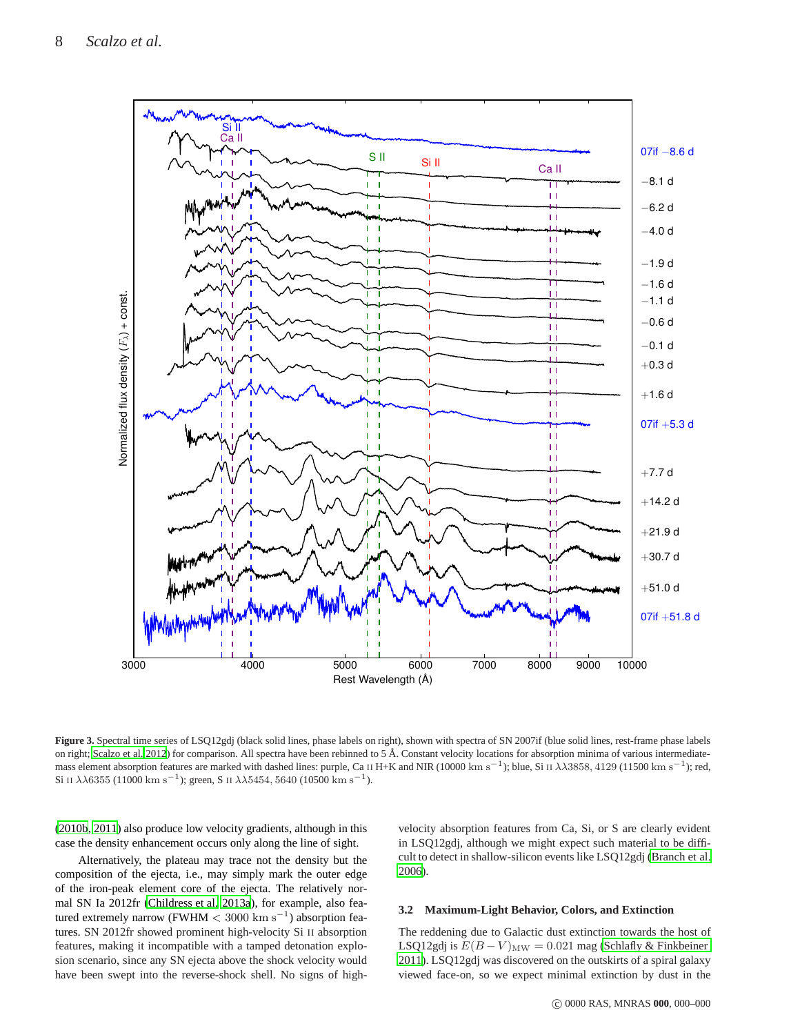**Figure 3.** Spectral time series of LSQ12gdj (black solid lines, phase labels on right), shown with spectra of SN 2007if (blue solid lines, rest-frame phase labels on right; Scalzo et al. 2012) for comparison. All spectra have been rebinned to 5 Å. Constant velocity locations for absorption minima of various intermediate-mass element absorption features are marked with dashed lines: purple, Ca II H+K and NIR ($10000\ \mathrm{km\ s^{-1}}$); blue, Si II $\lambda\lambda3858, 4129$ ($11500\ \mathrm{km\ s^{-1}}$); red, Si II $\lambda\lambda6355$ ($11000\ \mathrm{km\ s^{-1}}$); green, S II $\lambda\lambda5454, 5640$ ($10500\ \mathrm{km\ s^{-1}}$).

(2010b, 2011) also produce low velocity gradients, although in this case the density enhancement occurs only along the line of sight.

Alternatively, the plateau may trace not the density but the composition of the ejecta, i.e., may simply mark the outer edge of the iron-peak element core of the ejecta. The relatively normal SN Ia 2012fr (Childress et al. 2013a), for example, also featured extremely narrow (FWHM $< 3000\ \mathrm{km\ s^{-1}}$) absorption features. SN 2012fr showed prominent high-velocity Si II absorption features, making it incompatible with a tamped detonation explosion scenario, since any SN ejecta above the shock velocity would have been swept into the reverse-shock shell. No signs of high-velocity absorption features from Ca, Si, or S are clearly evident in LSQ12gdj, although we might expect such material to be difficult to detect in shallow-silicon events like LSQ12gdj (Branch et al. 2006).

### 3.2 Maximum-Light Behavior, Colors, and Extinction

The reddening due to Galactic dust extinction towards the host of LSQ12gdj is $E(B-V)_{\mathrm{MW}} = 0.021$ mag (Schlafly & Finkbeiner 2011). LSQ12gdj was discovered on the outskirts of a spiral galaxy viewed face-on, so we expect minimal extinction by dust in the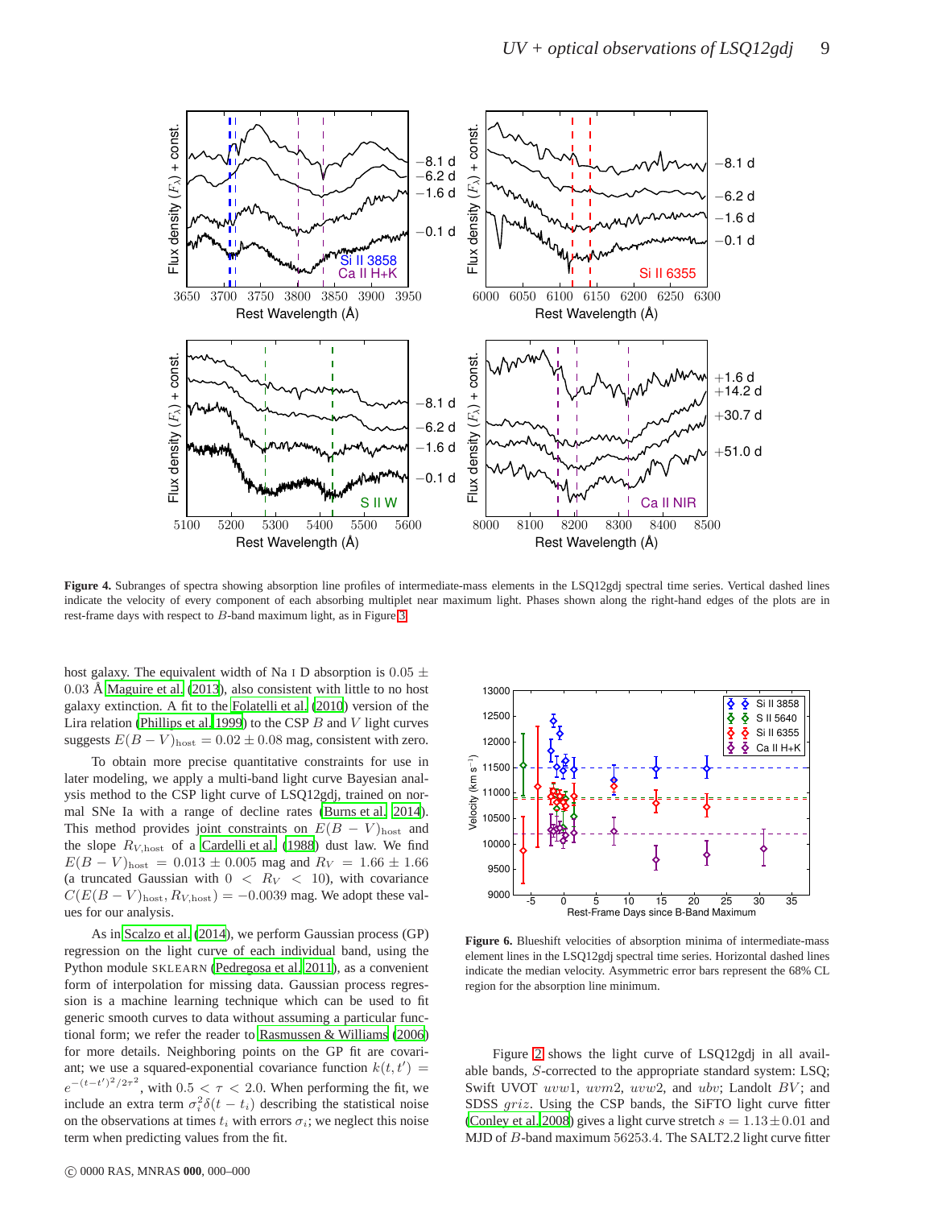**Figure 4.** Subranges of spectra showing absorption line profiles of intermediate-mass elements in the LSQ12gdj spectral time series. Vertical dashed lines indicate the velocity of every component of each absorbing multiplet near maximum light. Phases shown along the right-hand edges of the plots are in rest-frame days with respect to $B$-band maximum light, as in Figure 3.

host galaxy. The equivalent width of Na I D absorption is $0.05 \pm 0.03$ Å Maguire et al. (2013), also consistent with little to no host galaxy extinction. A fit to the Folatelli et al. (2010) version of the Lira relation (Phillips et al. 1999) to the CSP $B$ and $V$ light curves suggests $E(B-V)_{\mathrm{host}} = 0.02 \pm 0.08$ mag, consistent with zero.

To obtain more precise quantitative constraints for use in later modeling, we apply a multi-band light curve Bayesian analysis method to the CSP light curve of LSQ12gdj, trained on normal SNe Ia with a range of decline rates (Burns et al. 2014). This method provides joint constraints on $E(B-V)_{\mathrm{host}}$ and the slope $R_{V,\mathrm{host}}$ of a Cardelli et al. (1988) dust law. We find $E(B-V)_{\mathrm{host}} = 0.013 \pm 0.005$ mag and $R_V = 1.66 \pm 1.66$ (a truncated Gaussian with $0 < R_V < 10$), with covariance $C(E(B-V)_{\mathrm{host}}, R_{V,\mathrm{host}}) = -0.0039$ mag. We adopt these values for our analysis.

As in Scalzo et al. (2014), we perform Gaussian process (GP) regression on the light curve of each individual band, using the Python module SKLEARN (Pedregosa et al. 2011), as a convenient form of interpolation for missing data. Gaussian process regression is a machine learning technique which can be used to fit generic smooth curves to data without assuming a particular functional form; we refer the reader to Rasmussen & Williams (2006) for more details. Neighboring points on the GP fit are covariant; we use a squared-exponential covariance function $k(t,t') = e^{-(t-t')^2/2\tau^2}$, with $0.5 < \tau < 2.0$. When performing the fit, we include an extra term $\sigma_i^2 \delta(t-t_i)$ describing the statistical noise on the observations at times $t_i$ with errors $\sigma_i$; we neglect this noise term when predicting values from the fit.

**Figure 6.** Blueshift velocities of absorption minima of intermediate-mass element lines in the LSQ12gdj spectral time series. Horizontal dashed lines indicate the median velocity. Asymmetric error bars represent the 68% CL region for the absorption line minimum.

Figure 2 shows the light curve of LSQ12gdj in all available bands, $S$-corrected to the appropriate standard system: LSQ; Swift UVOT $uvw1$, $uvm2$, $uvw2$, and $ubv$; Landolt $BV$; and SDSS $griz$. Using the CSP bands, the SiFTO light curve fitter (Conley et al. 2008) gives a light curve stretch $s = 1.13 \pm 0.01$ and MJD of $B$-band maximum 56253.4. The SALT2.2 light curve fitter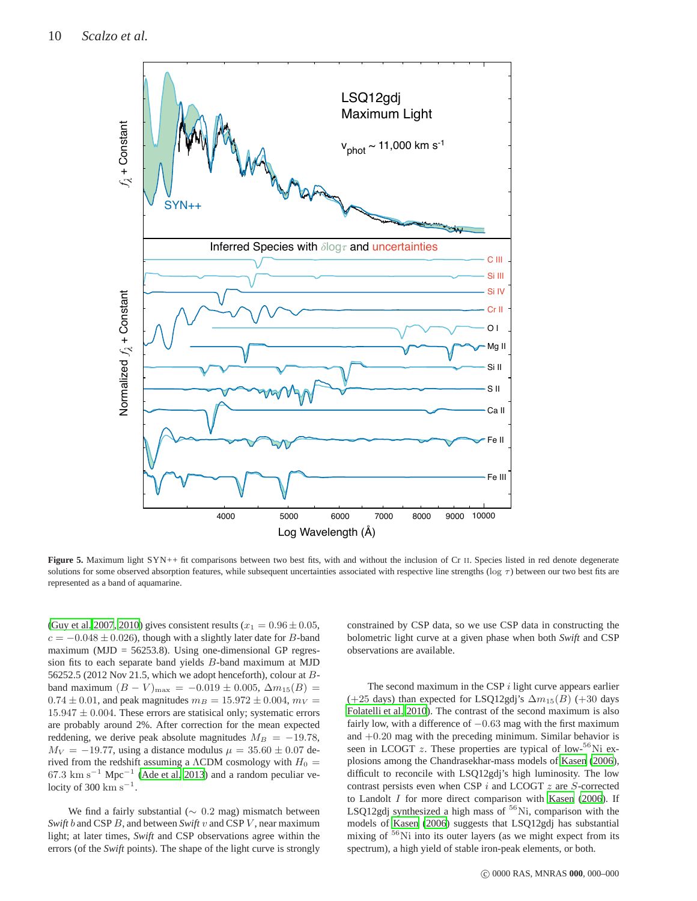**Figure 5.** Maximum light SYN++ fit comparisons between two best fits, with and without the inclusion of Cr II. Species listed in red denote degenerate solutions for some observed absorption features, while subsequent uncertainties associated with respective line strengths ($\log\,\tau$) between our two best fits are represented as a band of aquamarine.

(Guy et al. 2007, 2010) gives consistent results ($x_1 = 0.96 \pm 0.05$, $c = -0.048 \pm 0.026$), though with a slightly later date for $B$-band maximum (MJD = 56253.8). Using one-dimensional GP regression fits to each separate band yields $B$-band maximum at MJD 56252.5 (2012 Nov 21.5, which we adopt henceforth), colour at $B$-band maximum $(B-V)_{\rm max} = -0.019 \pm 0.005$, $\Delta m_{15}(B) = 0.74 \pm 0.01$, and peak magnitudes $m_B = 15.972 \pm 0.004$, $m_V = 15.947 \pm 0.004$. These errors are statisical only; systematic errors are probably around 2%. After correction for the mean expected reddening, we derive peak absolute magnitudes $M_B = -19.78$, $M_V = -19.77$, using a distance modulus $\mu = 35.60 \pm 0.07$ derived from the redshift assuming a $\Lambda$CDM cosmology with $H_0 = 67.3$ km s$^{-1}$ Mpc$^{-1}$ (Ade et al. 2013) and a random peculiar velocity of 300 km s$^{-1}$.

We find a fairly substantial ($\sim 0.2$ mag) mismatch between *Swift* $b$ and CSP $B$, and between *Swift* $v$ and CSP $V$, near maximum light; at later times, *Swift* and CSP observations agree within the errors (of the *Swift* points). The shape of the light curve is strongly constrained by CSP data, so we use CSP data in constructing the bolometric light curve at a given phase when both *Swift* and CSP observations are available.

The second maximum in the CSP $i$ light curve appears earlier (+25 days) than expected for LSQ12gdj's $\Delta m_{15}(B)$ (+30 days Folatelli et al. 2010). The contrast of the second maximum is also fairly low, with a difference of $-0.63$ mag with the first maximum and $+0.20$ mag with the preceding minimum. Similar behavior is seen in LCOGT $z$. These properties are typical of low-$^{56}$Ni explosions among the Chandrasekhar-mass models of Kasen (2006), difficult to reconcile with LSQ12gdj's high luminosity. The low contrast persists even when CSP $i$ and LCOGT $z$ are $S$-corrected to Landolt $I$ for more direct comparison with Kasen (2006). If LSQ12gdj synthesized a high mass of $^{56}$Ni, comparison with the models of Kasen (2006) suggests that LSQ12gdj has substantial mixing of $^{56}$Ni into its outer layers (as we might expect from its spectrum), a high yield of stable iron-peak elements, or both.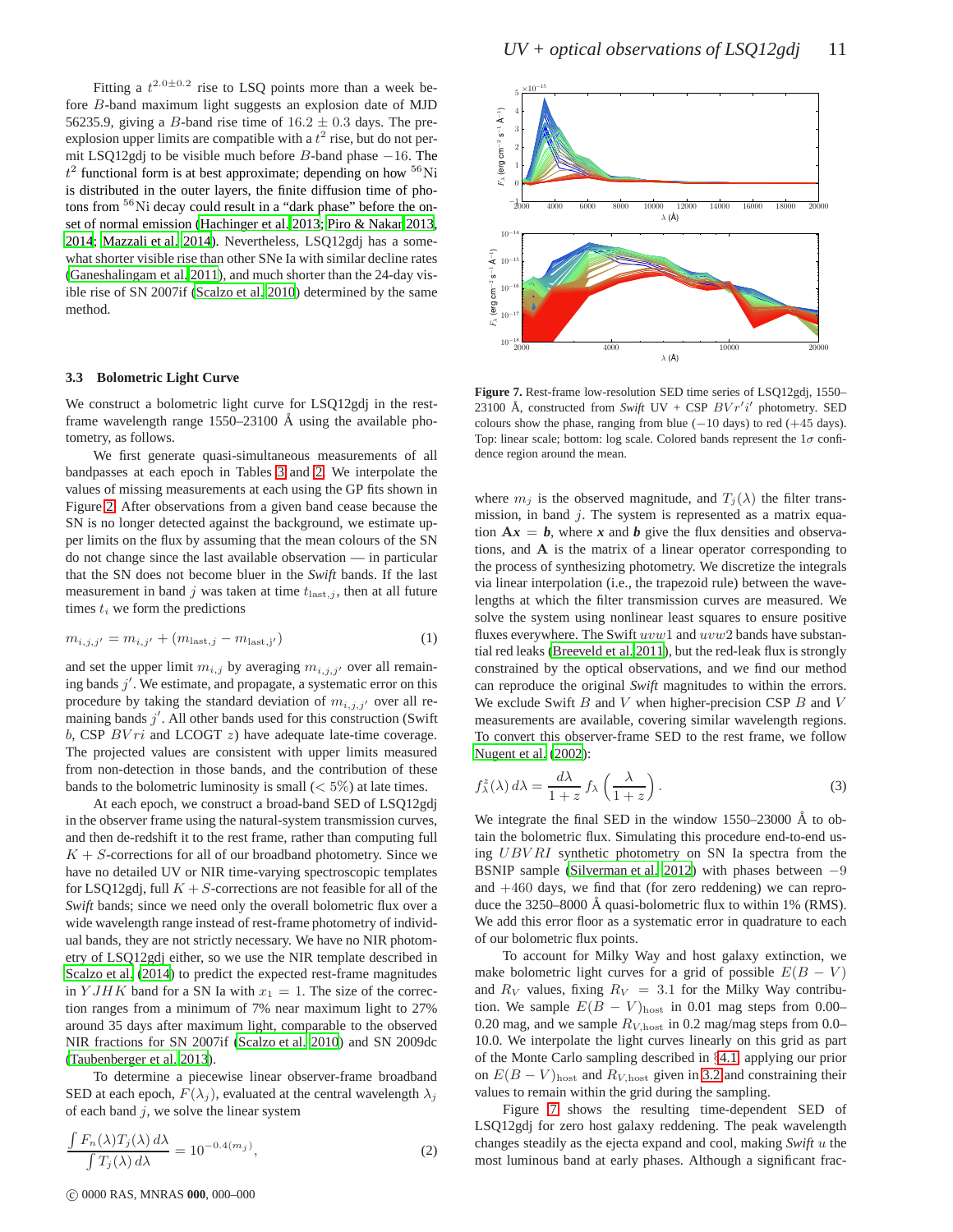Fitting a $t^{2.0\pm0.2}$ rise to LSQ points more than a week before $B$-band maximum light suggests an explosion date of MJD 56235.9, giving a $B$-band rise time of $16.2 \pm 0.3$ days. The pre-explosion upper limits are compatible with a $t^2$ rise, but do not permit LSQ12gdj to be visible much before $B$-band phase $-16$. The $t^2$ functional form is at best approximate; depending on how $^{56}$Ni is distributed in the outer layers, the finite diffusion time of photons from $^{56}$Ni decay could result in a "dark phase" before the onset of normal emission (Hachinger et al. 2013; Piro & Nakar 2013, 2014; Mazzali et al. 2014). Nevertheless, LSQ12gdj has a somewhat shorter visible rise than other SNe Ia with similar decline rates (Ganeshalingam et al. 2011), and much shorter than the 24-day visible rise of SN 2007if (Scalzo et al. 2010) determined by the same method.

### 3.3 Bolometric Light Curve

We construct a bolometric light curve for LSQ12gdj in the rest-frame wavelength range 1550–23100 Å using the available photometry, as follows.

We first generate quasi-simultaneous measurements of all bandpasses at each epoch in Tables 3 and 2. We interpolate the values of missing measurements at each using the GP fits shown in Figure 2. After observations from a given band cease because the SN is no longer detected against the background, we estimate upper limits on the flux by assuming that the mean colours of the SN do not change since the last available observation — in particular that the SN does not become bluer in the *Swift* bands. If the last measurement in band $j$ was taken at time $t_{\mathrm{last},j}$, then at all future times $t_i$ we form the predictions

$$m_{i,j,j'} = m_{i,j'} + (m_{\mathrm{last},j} - m_{\mathrm{last},j'}) \tag{1}$$

and set the upper limit $m_{i,j}$ by averaging $m_{i,j,j'}$ over all remaining bands $j'$. We estimate, and propagate, a systematic error on this procedure by taking the standard deviation of $m_{i,j,j'}$ over all remaining bands $j'$. All other bands used for this construction (Swift $b$, CSP $BVri$ and LCOGT $z$) have adequate late-time coverage. The projected values are consistent with upper limits measured from non-detection in those bands, and the contribution of these bands to the bolometric luminosity is small ($< 5\%$) at late times.

At each epoch, we construct a broad-band SED of LSQ12gdj in the observer frame using the natural-system transmission curves, and then de-redshift it to the rest frame, rather than computing full $K+S$-corrections for all of our broadband photometry. Since we have no detailed UV or NIR time-varying spectroscopic templates for LSQ12gdj, full $K+S$-corrections are not feasible for all of the *Swift* bands; since we need only the overall bolometric flux over a wide wavelength range instead of rest-frame photometry of individual bands, they are not strictly necessary. We have no NIR photometry of LSQ12gdj either, so we use the NIR template described in Scalzo et al. (2014) to predict the expected rest-frame magnitudes in $YJHK$ band for a SN Ia with $x_1 = 1$. The size of the correction ranges from a minimum of 7% near maximum light to 27% around 35 days after maximum light, comparable to the observed NIR fractions for SN 2007if (Scalzo et al. 2010) and SN 2009dc (Taubenberger et al. 2013).

To determine a piecewise linear observer-frame broadband SED at each epoch, $F(\lambda_j)$, evaluated at the central wavelength $\lambda_j$ of each band $j$, we solve the linear system

$$\frac{\int F_n(\lambda) T_j(\lambda)\, d\lambda}{\int T_j(\lambda)\, d\lambda} = 10^{-0.4(m_j)}, \tag{2}$$

**Figure 7.** Rest-frame low-resolution SED time series of LSQ12gdj, 1550–23100 Å, constructed from *Swift* UV + CSP $BVr'i'$ photometry. SED colours show the phase, ranging from blue ($-10$ days) to red ($+45$ days). Top: linear scale; bottom: log scale. Colored bands represent the 1$\sigma$ confidence region around the mean.

where $m_j$ is the observed magnitude, and $T_j(\lambda)$ the filter transmission, in band $j$. The system is represented as a matrix equation $\mathbf{A}\boldsymbol{x} = \boldsymbol{b}$, where $\boldsymbol{x}$ and $\boldsymbol{b}$ give the flux densities and observations, and $\mathbf{A}$ is the matrix of a linear operator corresponding to the process of synthesizing photometry. We discretize the integrals via linear interpolation (i.e., the trapezoid rule) between the wavelengths at which the filter transmission curves are measured. We solve the system using nonlinear least squares to ensure positive fluxes everywhere. The Swift $uvw1$ and $uvw2$ bands have substantial red leaks (Breeveld et al. 2011), but the red-leak flux is strongly constrained by the optical observations, and we find our method can reproduce the original *Swift* magnitudes to within the errors. We exclude Swift $B$ and $V$ when higher-precision CSP $B$ and $V$ measurements are available, covering similar wavelength regions. To convert this observer-frame SED to the rest frame, we follow Nugent et al. (2002):

$$f^z_\lambda(\lambda)\, d\lambda = \frac{d\lambda}{1+z} f_\lambda \left(\frac{\lambda}{1+z}\right). \tag{3}$$

We integrate the final SED in the window 1550–23000 Å to obtain the bolometric flux. Simulating this procedure end-to-end using $UBVRI$ synthetic photometry on SN Ia spectra from the BSNIP sample (Silverman et al. 2012) with phases between $-9$ and $+460$ days, we find that (for zero reddening) we can reproduce the 3250–8000 Å quasi-bolometric flux to within 1% (RMS). We add this error floor as a systematic error in quadrature to each of our bolometric flux points.

To account for Milky Way and host galaxy extinction, we make bolometric light curves for a grid of possible $E(B-V)$ and $R_V$ values, fixing $R_V = 3.1$ for the Milky Way contribution. We sample $E(B-V)_{\mathrm{host}}$ in 0.01 mag steps from 0.00–0.20 mag, and we sample $R_{V,\mathrm{host}}$ in 0.2 mag/mag steps from 0.0–10.0. We interpolate the light curves linearly on this grid as part of the Monte Carlo sampling described in §4.1, applying our prior on $E(B-V)_{\mathrm{host}}$ and $R_{V,\mathrm{host}}$ given in 3.2 and constraining their values to remain within the grid during the sampling.

Figure 7 shows the resulting time-dependent SED of LSQ12gdj for zero host galaxy reddening. The peak wavelength changes steadily as the ejecta expand and cool, making *Swift* $u$ the most luminous band at early phases. Although a significant frac-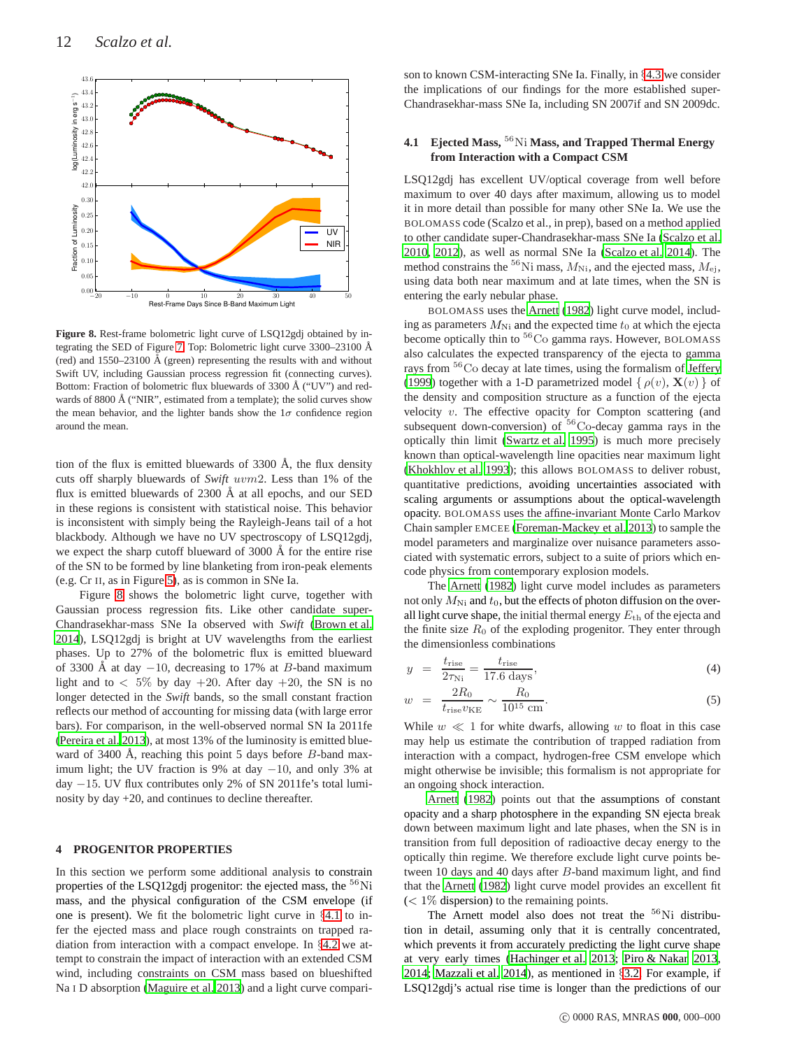**Figure 8.** Rest-frame bolometric light curve of LSQ12gdj obtained by integrating the SED of Figure 7. Top: Bolometric light curve 3300–23100 Å (red) and 1550–23100 Å (green) representing the results with and without Swift UV, including Gaussian process regression fit (connecting curves). Bottom: Fraction of bolometric flux bluewards of 3300 Å ("UV") and redwards of 8800 Å ("NIR", estimated from a template); the solid curves show the mean behavior, and the lighter bands show the $1\sigma$ confidence region around the mean.

tion of the flux is emitted bluewards of 3300 Å, the flux density cuts off sharply bluewards of *Swift* $uvm2$. Less than 1% of the flux is emitted bluewards of 2300 Å at all epochs, and our SED in these regions is consistent with statistical noise. This behavior is inconsistent with simply being the Rayleigh-Jeans tail of a hot blackbody. Although we have no UV spectroscopy of LSQ12gdj, we expect the sharp cutoff blueward of 3000 Å for the entire rise of the SN to be formed by line blanketing from iron-peak elements (e.g. Cr II, as in Figure 5), as is common in SNe Ia.

Figure 8 shows the bolometric light curve, together with Gaussian process regression fits. Like other candidate super-Chandrasekhar-mass SNe Ia observed with *Swift* (Brown et al. 2014), LSQ12gdj is bright at UV wavelengths from the earliest phases. Up to 27% of the bolometric flux is emitted blueward of 3300 Å at day $-10$, decreasing to 17% at $B$-band maximum light and to $< 5\%$ by day $+20$. After day $+20$, the SN is no longer detected in the *Swift* bands, so the small constant fraction reflects our method of accounting for missing data (with large error bars). For comparison, in the well-observed normal SN Ia 2011fe (Pereira et al. 2013), at most 13% of the luminosity is emitted blueward of 3400 Å, reaching this point 5 days before $B$-band maximum light; the UV fraction is 9% at day $-10$, and only 3% at day $-15$. UV flux contributes only 2% of SN 2011fe's total luminosity by day +20, and continues to decline thereafter.

## 4 PROGENITOR PROPERTIES

In this section we perform some additional analysis to constrain properties of the LSQ12gdj progenitor: the ejected mass, the $^{56}$Ni mass, and the physical configuration of the CSM envelope (if one is present). We fit the bolometric light curve in §4.1 to infer the ejected mass and place rough constraints on trapped radiation from interaction with a compact envelope. In §4.2 we attempt to constrain the impact of interaction with an extended CSM wind, including constraints on CSM mass based on blueshifted Na I D absorption (Maguire et al. 2013) and a light curve comparison to known CSM-interacting SNe Ia. Finally, in §4.3 we consider the implications of our findings for the more established super-Chandrasekhar-mass SNe Ia, including SN 2007if and SN 2009dc.

### 4.1 Ejected Mass, $^{56}$Ni Mass, and Trapped Thermal Energy from Interaction with a Compact CSM

LSQ12gdj has excellent UV/optical coverage from well before maximum to over 40 days after maximum, allowing us to model it in more detail than possible for many other SNe Ia. We use the BOLOMASS code (Scalzo et al., in prep), based on a method applied to other candidate super-Chandrasekhar-mass SNe Ia (Scalzo et al. 2010, 2012), as well as normal SNe Ia (Scalzo et al. 2014). The method constrains the $^{56}$Ni mass, $M_{\rm Ni}$, and the ejected mass, $M_{\rm ej}$, using data both near maximum and at late times, when the SN is entering the early nebular phase.

BOLOMASS uses the Arnett (1982) light curve model, including as parameters $M_{\rm Ni}$ and the expected time $t_0$ at which the ejecta become optically thin to $^{56}$Co gamma rays. However, BOLOMASS also calculates the expected transparency of the ejecta to gamma rays from $^{56}$Co decay at late times, using the formalism of Jeffery (1999) together with a 1-D parametrized model $\{\, \rho(v), \mathbf{X}(v) \,\}$ of the density and composition structure as a function of the ejecta velocity $v$. The effective opacity for Compton scattering (and subsequent down-conversion) of $^{56}$Co-decay gamma rays in the optically thin limit (Swartz et al. 1995) is much more precisely known than optical-wavelength line opacities near maximum light (Khokhlov et al. 1993); this allows BOLOMASS to deliver robust, quantitative predictions, avoiding uncertainties associated with scaling arguments or assumptions about the optical-wavelength opacity. BOLOMASS uses the affine-invariant Monte Carlo Markov Chain sampler EMCEE (Foreman-Mackey et al. 2013) to sample the model parameters and marginalize over nuisance parameters associated with systematic errors, subject to a suite of priors which encode physics from contemporary explosion models.

The Arnett (1982) light curve model includes as parameters not only $M_{\rm Ni}$ and $t_0$, but the effects of photon diffusion on the overall light curve shape, the initial thermal energy $E_{\rm th}$ of the ejecta and the finite size $R_0$ of the exploding progenitor. They enter through the dimensionless combinations

$$y = \frac{t_{\rm rise}}{2\tau_{\rm Ni}} = \frac{t_{\rm rise}}{17.6\ {\rm days}}, \qquad (4)$$

$$w = \frac{2R_0}{t_{\rm rise} v_{\rm KE}} \sim \frac{R_0}{10^{15}\ {\rm cm}}. \qquad (5)$$

While $w \ll 1$ for white dwarfs, allowing $w$ to float in this case may help us estimate the contribution of trapped radiation from interaction with a compact, hydrogen-free CSM envelope which might otherwise be invisible; this formalism is not appropriate for an ongoing shock interaction.

Arnett (1982) points out that the assumptions of constant opacity and a sharp photosphere in the expanding SN ejecta break down between maximum light and late phases, when the SN is in transition from full deposition of radioactive decay energy to the optically thin regime. We therefore exclude light curve points between 10 days and 40 days after $B$-band maximum light, and find that the Arnett (1982) light curve model provides an excellent fit ($< 1\%$ dispersion) to the remaining points.

The Arnett model also does not treat the $^{56}$Ni distribution in detail, assuming only that it is centrally concentrated, which prevents it from accurately predicting the light curve shape at very early times (Hachinger et al. 2013; Piro & Nakar 2013, 2014; Mazzali et al. 2014), as mentioned in §3.2. For example, if LSQ12gdj's actual rise time is longer than the predictions of our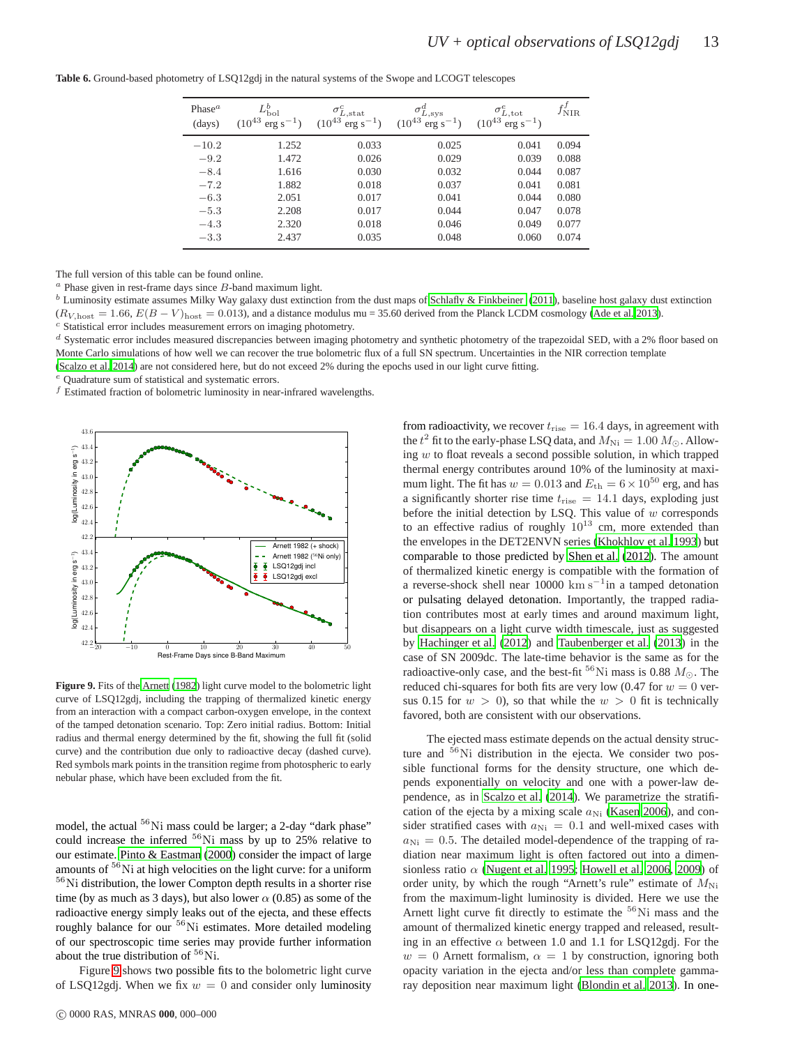**Table 6.** Ground-based photometry of LSQ12gdj in the natural systems of the Swope and LCOGT telescopes

| Phase[a] (days) | $L^b_{\rm bol}$ ($10^{43}$ erg s$^{-1}$) | $\sigma^c_{L,\rm stat}$ ($10^{43}$ erg s$^{-1}$) | $\sigma^d_{L,\rm sys}$ ($10^{43}$ erg s$^{-1}$) | $\sigma^e_{L,\rm tot}$ ($10^{43}$ erg s$^{-1}$) | $f^f_{\rm NIR}$ |
|---|---|---|---|---|---|
| −10.2 | 1.252 | 0.033 | 0.025 | 0.041 | 0.094 |
| −9.2 | 1.472 | 0.026 | 0.029 | 0.039 | 0.088 |
| −8.4 | 1.616 | 0.030 | 0.032 | 0.044 | 0.087 |
| −7.2 | 1.882 | 0.018 | 0.037 | 0.041 | 0.081 |
| −6.3 | 2.051 | 0.017 | 0.041 | 0.044 | 0.080 |
| −5.3 | 2.208 | 0.017 | 0.044 | 0.047 | 0.078 |
| −4.3 | 2.320 | 0.018 | 0.046 | 0.049 | 0.077 |
| −3.3 | 2.437 | 0.035 | 0.048 | 0.060 | 0.074 |

The full version of this table can be found online.
[a] Phase given in rest-frame days since $B$-band maximum light.
[b] Luminosity estimate assumes Milky Way galaxy dust extinction from the dust maps of Schlafly & Finkbeiner (2011), baseline host galaxy dust extinction ($R_{V,\rm host} = 1.66$, $E(B-V)_{\rm host} = 0.013$), and a distance modulus mu = 35.60 derived from the Planck LCDM cosmology (Ade et al. 2013).
[c] Statistical error includes measurement errors on imaging photometry.
[d] Systematic error includes measured discrepancies between imaging photometry and synthetic photometry of the trapezoidal SED, with a 2% floor based on Monte Carlo simulations of how well we can recover the true bolometric flux of a full SN spectrum. Uncertainties in the NIR correction template (Scalzo et al. 2014) are not considered here, but do not exceed 2% during the epochs used in our light curve fitting.
[e] Quadrature sum of statistical and systematic errors.
[f] Estimated fraction of bolometric luminosity in near-infrared wavelengths.

**Figure 9.** Fits of the Arnett (1982) light curve model to the bolometric light curve of LSQ12gdj, including the trapping of thermalized kinetic energy from an interaction with a compact carbon-oxygen envelope, in the context of the tamped detonation scenario. Top: Zero initial radius. Bottom: Initial radius and thermal energy determined by the fit, showing the full fit (solid curve) and the contribution due only to radioactive decay (dashed curve). Red symbols mark points in the transition regime from photospheric to early nebular phase, which have been excluded from the fit.

model, the actual $^{56}$Ni mass could be larger; a 2-day "dark phase" could increase the inferred $^{56}$Ni mass by up to 25% relative to our estimate. Pinto & Eastman (2000) consider the impact of large amounts of $^{56}$Ni at high velocities on the light curve: for a uniform $^{56}$Ni distribution, the shorter Compton depth results in a shorter rise time (by as much as 3 days), but also lower $\alpha$ (0.85) as some of the radioactive energy simply leaks out of the ejecta, and these effects roughly balance for our $^{56}$Ni estimates. More detailed modeling of our spectroscopic time series may provide further information about the true distribution of $^{56}$Ni.

Figure 9 shows two possible fits to the bolometric light curve of LSQ12gdj. When we fix $w = 0$ and consider only luminosity from radioactivity, we recover $t_{\rm rise} = 16.4$ days, in agreement with the $t^2$ fit to the early-phase LSQ data, and $M_{\rm Ni} = 1.00\,M_\odot$. Allowing $w$ to float reveals a second possible solution, in which trapped thermal energy contributes around 10% of the luminosity at maximum light. The fit has $w = 0.013$ and $E_{\rm th} = 6 \times 10^{50}$ erg, and has a significantly shorter rise time $t_{\rm rise} = 14.1$ days, exploding just before the initial detection by LSQ. This value of $w$ corresponds to an effective radius of roughly $10^{13}$ cm, more extended than the envelopes in the DET2ENVN series (Khokhlov et al. 1993) but comparable to those predicted by Shen et al. (2012). The amount of thermalized kinetic energy is compatible with the formation of a reverse-shock shell near 10000 km s$^{-1}$in a tamped detonation or pulsating delayed detonation. Importantly, the trapped radiation contributes most at early times and around maximum light, but disappears on a light curve width timescale, just as suggested by Hachinger et al. (2012) and Taubenberger et al. (2013) in the case of SN 2009dc. The late-time behavior is the same as for the radioactive-only case, and the best-fit $^{56}$Ni mass is 0.88 $M_\odot$. The reduced chi-squares for both fits are very low (0.47 for $w = 0$ versus 0.15 for $w > 0$), so that while the $w > 0$ fit is technically favored, both are consistent with our observations.

The ejected mass estimate depends on the actual density structure and $^{56}$Ni distribution in the ejecta. We consider two possible functional forms for the density structure, one which depends exponentially on velocity and one with a power-law dependence, as in Scalzo et al. (2014). We parametrize the stratification of the ejecta by a mixing scale $a_{\rm Ni}$ (Kasen 2006), and consider stratified cases with $a_{\rm Ni} = 0.1$ and well-mixed cases with $a_{\rm Ni} = 0.5$. The detailed model-dependence of the trapping of radiation near maximum light is often factored out into a dimensionless ratio $\alpha$ (Nugent et al. 1995; Howell et al. 2006, 2009) of order unity, by which the rough "Arnett's rule" estimate of $M_{\rm Ni}$ from the maximum-light luminosity is divided. Here we use the Arnett light curve fit directly to estimate the $^{56}$Ni mass and the amount of thermalized kinetic energy trapped and released, resulting in an effective $\alpha$ between 1.0 and 1.1 for LSQ12gdj. For the $w = 0$ Arnett formalism, $\alpha = 1$ by construction, ignoring both opacity variation in the ejecta and/or less than complete gamma-ray deposition near maximum light (Blondin et al. 2013). In one-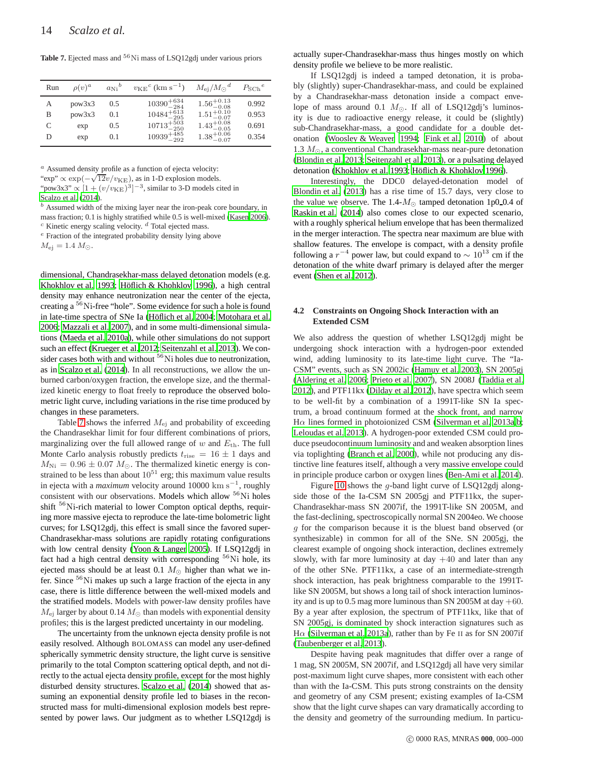**Table 7.** Ejected mass and $^{56}$Ni mass of LSQ12gdj under various priors

| Run | $\rho(v)^a$ | $a_{\rm Ni}{}^b$ | $v_{\rm KE}{}^c$ (km s$^{-1}$) | $M_{\rm ej}/M_\odot{}^d$ | $P_{\rm SCh}{}^e$ |
|---|---|---|---|---|---|
| A | pow3x3 | 0.5 | $10390^{+634}_{-284}$ | $1.56^{+0.13}_{-0.08}$ | 0.992 |
| B | pow3x3 | 0.1 | $10484^{+613}_{-295}$ | $1.51^{+0.10}_{-0.07}$ | 0.953 |
| C | exp | 0.5 | $10713^{+503}_{-250}$ | $1.43^{+0.08}_{-0.05}$ | 0.691 |
| D | exp | 0.1 | $10939^{+485}_{-292}$ | $1.38^{+0.06}_{-0.07}$ | 0.354 |

[a] Assumed density profile as a function of ejecta velocity:
"exp" $\propto \exp(-\sqrt{12}v/v_{\rm KE})$, as in 1-D explosion models.
"pow3x3" $\propto [1 + (v/v_{\rm KE})^3]^{-3}$, similar to 3-D models cited in Scalzo et al. (2014).
[b] Assumed width of the mixing layer near the iron-peak core boundary, in mass fraction; 0.1 is highly stratified while 0.5 is well-mixed (Kasen 2006).
[c] Kinetic energy scaling velocity. [d] Total ejected mass.
[e] Fraction of the integrated probability density lying above $M_{\rm ej} = 1.4\ M_\odot$.

dimensional, Chandrasekhar-mass delayed detonation models (e.g. Khokhlov et al. 1993; Höflich & Khohklov 1996), a high central density may enhance neutronization near the center of the ejecta, creating a $^{56}$Ni-free "hole". Some evidence for such a hole is found in late-time spectra of SNe Ia (Höflich et al. 2004; Motohara et al. 2006; Mazzali et al. 2007), and in some multi-dimensional simulations (Maeda et al. 2010a), while other simulations do not support such an effect (Krueger et al. 2012; Seitenzahl et al. 2013). We consider cases both with and without $^{56}$Ni holes due to neutronization, as in Scalzo et al. (2014). In all reconstructions, we allow the unburned carbon/oxygen fraction, the envelope size, and the thermalized kinetic energy to float freely to reproduce the observed bolometric light curve, including variations in the rise time produced by changes in these parameters.

Table 7 shows the inferred $M_{\rm ej}$ and probability of exceeding the Chandrasekhar limit for four different combinations of priors, marginalizing over the full allowed range of $w$ and $E_{\rm th}$. The full Monte Carlo analysis robustly predicts $t_{\rm rise} = 16 \pm 1$ days and $M_{\rm Ni} = 0.96 \pm 0.07\ M_\odot$. The thermalized kinetic energy is constrained to be less than about $10^{51}$ erg; this maximum value results in ejecta with a *maximum* velocity around 10000 km s$^{-1}$, roughly consistent with our observations. Models which allow $^{56}$Ni holes shift $^{56}$Ni-rich material to lower Compton optical depths, requiring more massive ejecta to reproduce the late-time bolometric light curves; for LSQ12gdj, this effect is small since the favored super-Chandrasekhar-mass solutions are rapidly rotating configurations with low central density (Yoon & Langer 2005). If LSQ12gdj in fact had a high central density with corresponding $^{56}$Ni hole, its ejected mass should be at least 0.1 $M_\odot$ higher than what we infer. Since $^{56}$Ni makes up such a large fraction of the ejecta in any case, there is little difference between the well-mixed models and the stratified models. Models with power-law density profiles have $M_{\rm ej}$ larger by about 0.14 $M_\odot$ than models with exponential density profiles; this is the largest predicted uncertainty in our modeling.

The uncertainty from the unknown ejecta density profile is not easily resolved. Although BOLOMASS can model any user-defined spherically symmetric density structure, the light curve is sensitive primarily to the total Compton scattering optical depth, and not directly to the actual ejecta density profile, except for the most highly disturbed density structures. Scalzo et al. (2014) showed that assuming an exponential density profile led to biases in the reconstructed mass for multi-dimensional explosion models best represented by power laws. Our judgment as to whether LSQ12gdj is actually super-Chandrasekhar-mass thus hinges mostly on which density profile we believe to be more realistic.

If LSQ12gdj is indeed a tamped detonation, it is probably (slightly) super-Chandrasekhar-mass, and could be explained by a Chandrasekhar-mass detonation inside a compact envelope of mass around 0.1 $M_\odot$. If all of LSQ12gdj's luminosity is due to radioactive energy release, it could be (slightly) sub-Chandrasekhar-mass, a good candidate for a double detonation (Woosley & Weaver 1994; Fink et al. 2010) of about 1.3 $M_\odot$, a conventional Chandrasekhar-mass near-pure detonation (Blondin et al. 2013; Seitenzahl et al. 2013), or a pulsating delayed detonation (Khokhlov et al. 1993; Höflich & Khohklov 1996).

Interestingly, the DDC0 delayed-detonation model of Blondin et al. (2013) has a rise time of 15.7 days, very close to the value we observe. The 1.4-$M_\odot$ tamped detonation 1p0_0.4 of Raskin et al. (2014) also comes close to our expected scenario, with a roughly spherical helium envelope that has been thermalized in the merger interaction. The spectra near maximum are blue with shallow features. The envelope is compact, with a density profile following a $r^{-4}$ power law, but could expand to $\sim 10^{13}$ cm if the detonation of the white dwarf primary is delayed after the merger event (Shen et al. 2012).

### 4.2 Constraints on Ongoing Shock Interaction with an Extended CSM

We also address the question of whether LSQ12gdj might be undergoing shock interaction with a hydrogen-poor extended wind, adding luminosity to its late-time light curve. The "Ia-CSM" events, such as SN 2002ic (Hamuy et al. 2003), SN 2005gj (Aldering et al. 2006; Prieto et al. 2007), SN 2008J (Taddia et al. 2012), and PTF11kx (Dilday et al. 2012), have spectra which seem to be well-fit by a combination of a 1991T-like SN Ia spectrum, a broad continuum formed at the shock front, and narrow H$\alpha$ lines formed in photoionized CSM (Silverman et al. 2013a,b; Leloudas et al. 2013). A hydrogen-poor extended CSM could produce pseudocontinuum luminosity and and weaken absorption lines via toplighting (Branch et al. 2000), while not producing any distinctive line features itself, although a very massive envelope could in principle produce carbon or oxygen lines (Ben-Ami et al. 2014).

Figure 10 shows the $g$-band light curve of LSQ12gdj alongside those of the Ia-CSM SN 2005gj and PTF11kx, the super-Chandrasekhar-mass SN 2007if, the 1991T-like SN 2005M, and the fast-declining, spectroscopically normal SN 2004eo. We choose $g$ for the comparison because it is the bluest band observed (or synthesizable) in common for all of the SNe. SN 2005gj, the clearest example of ongoing shock interaction, declines extremely slowly, with far more luminosity at day +40 and later than any of the other SNe. PTF11kx, a case of an intermediate-strength shock interaction, has peak brightness comparable to the 1991T-like SN 2005M, but shows a long tail of shock interaction luminosity and is up to 0.5 mag more luminous than SN 2005M at day +60. By a year after explosion, the spectrum of PTF11kx, like that of SN 2005gj, is dominated by shock interaction signatures such as H$\alpha$ (Silverman et al. 2013a), rather than by Fe II as for SN 2007if (Taubenberger et al. 2013).

Despite having peak magnitudes that differ over a range of 1 mag, SN 2005M, SN 2007if, and LSQ12gdj all have very similar post-maximum light curve shapes, more consistent with each other than with the Ia-CSM. This puts strong constraints on the density and geometry of any CSM present; existing examples of Ia-CSM show that the light curve shapes can vary dramatically according to the density and geometry of the surrounding medium. In particu-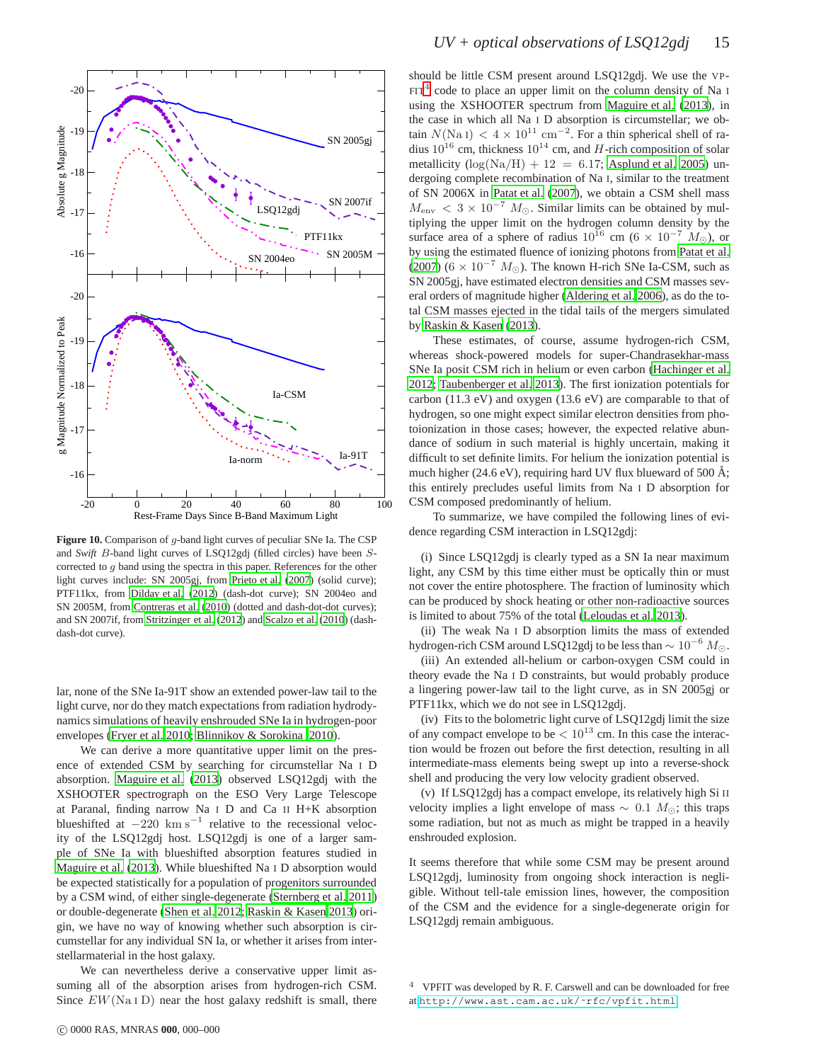**Figure 10.** Comparison of $g$-band light curves of peculiar SNe Ia. The CSP and *Swift* $B$-band light curves of LSQ12gdj (filled circles) have been $S$-corrected to $g$ band using the spectra in this paper. References for the other light curves include: SN 2005gj, from Prieto et al. (2007) (solid curve); PTF11kx, from Dilday et al. (2012) (dash-dot curve); SN 2004eo and SN 2005M, from Contreras et al. (2010) (dotted and dash-dot-dot curves); and SN 2007if, from Stritzinger et al. (2012) and Scalzo et al. (2010) (dash-dash-dot curve).

lar, none of the SNe Ia-91T show an extended power-law tail to the light curve, nor do they match expectations from radiation hydrodynamics simulations of heavily enshrouded SNe Ia in hydrogen-poor envelopes (Fryer et al. 2010; Blinnikov & Sorokina 2010).

We can derive a more quantitative upper limit on the presence of extended CSM by searching for circumstellar Na I D absorption. Maguire et al. (2013) observed LSQ12gdj with the XSHOOTER spectrograph on the ESO Very Large Telescope at Paranal, finding narrow Na I D and Ca II H+K absorption blueshifted at $-220$ km s$^{-1}$ relative to the recessional velocity of the LSQ12gdj host. LSQ12gdj is one of a larger sample of SNe Ia with blueshifted absorption features studied in Maguire et al. (2013). While blueshifted Na I D absorption would be expected statistically for a population of progenitors surrounded by a CSM wind, of either single-degenerate (Sternberg et al. 2011) or double-degenerate (Shen et al. 2012; Raskin & Kasen 2013) origin, we have no way of knowing whether such absorption is circumstellar for any individual SN Ia, or whether it arises from interstellar material in the host galaxy.

We can nevertheless derive a conservative upper limit assuming all of the absorption arises from hydrogen-rich CSM. Since $EW(\mathrm{Na\,I\,D})$ near the host galaxy redshift is small, there should be little CSM present around LSQ12gdj. We use the VPFIT[4] code to place an upper limit on the column density of Na I using the XSHOOTER spectrum from Maguire et al. (2013), in the case in which all Na I D absorption is circumstellar; we obtain $N(\mathrm{Na\,I}) < 4 \times 10^{11}$ cm$^{-2}$. For a thin spherical shell of radius $10^{16}$ cm, thickness $10^{14}$ cm, and $H$-rich composition of solar metallicity ($\log(\mathrm{Na/H}) + 12 = 6.17$; Asplund et al. 2005) undergoing complete recombination of Na I, similar to the treatment of SN 2006X in Patat et al. (2007), we obtain a CSM shell mass $M_{\mathrm{env}} < 3 \times 10^{-7}\ M_\odot$. Similar limits can be obtained by multiplying the upper limit on the hydrogen column density by the surface area of a sphere of radius $10^{16}$ cm ($6 \times 10^{-7}\ M_\odot$), or by using the estimated fluence of ionizing photons from Patat et al. (2007) ($6 \times 10^{-7}\ M_\odot$). The known H-rich SNe Ia-CSM, such as SN 2005gj, have estimated electron densities and CSM masses several orders of magnitude higher (Aldering et al. 2006), as do the total CSM masses ejected in the tidal tails of the mergers simulated by Raskin & Kasen (2013).

These estimates, of course, assume hydrogen-rich CSM, whereas shock-powered models for super-Chandrasekhar-mass SNe Ia posit CSM rich in helium or even carbon (Hachinger et al. 2012; Taubenberger et al. 2013). The first ionization potentials for carbon (11.3 eV) and oxygen (13.6 eV) are comparable to that of hydrogen, so one might expect similar electron densities from photoionization in those cases; however, the expected relative abundance of sodium in such material is highly uncertain, making it difficult to set definite limits. For helium the ionization potential is much higher (24.6 eV), requiring hard UV flux blueward of 500 Å; this entirely precludes useful limits from Na I D absorption for CSM composed predominantly of helium.

To summarize, we have compiled the following lines of evidence regarding CSM interaction in LSQ12gdj:

(i) Since LSQ12gdj is clearly typed as a SN Ia near maximum light, any CSM by this time either must be optically thin or must not cover the entire photosphere. The fraction of luminosity which can be produced by shock heating or other non-radioactive sources is limited to about 75% of the total (Leloudas et al. 2013).

(ii) The weak Na I D absorption limits the mass of extended hydrogen-rich CSM around LSQ12gdj to be less than $\sim 10^{-6}\ M_\odot$.

(iii) An extended all-helium or carbon-oxygen CSM could in theory evade the Na I D constraints, but would probably produce a lingering power-law tail to the light curve, as in SN 2005gj or PTF11kx, which we do not see in LSQ12gdj.

(iv) Fits to the bolometric light curve of LSQ12gdj limit the size of any compact envelope to be $< 10^{13}$ cm. In this case the interaction would be frozen out before the first detection, resulting in all intermediate-mass elements being swept up into a reverse-shock shell and producing the very low velocity gradient observed.

(v) If LSQ12gdj has a compact envelope, its relatively high Si II velocity implies a light envelope of mass $\sim 0.1\ M_\odot$; this traps some radiation, but not as much as might be trapped in a heavily enshrouded explosion.

It seems therefore that while some CSM may be present around LSQ12gdj, luminosity from ongoing shock interaction is negligible. Without tell-tale emission lines, however, the composition of the CSM and the evidence for a single-degenerate origin for LSQ12gdj remain ambiguous.

[4] VPFIT was developed by R. F. Carswell and can be downloaded for free at http://www.ast.cam.ac.uk/~rfc/vpfit.html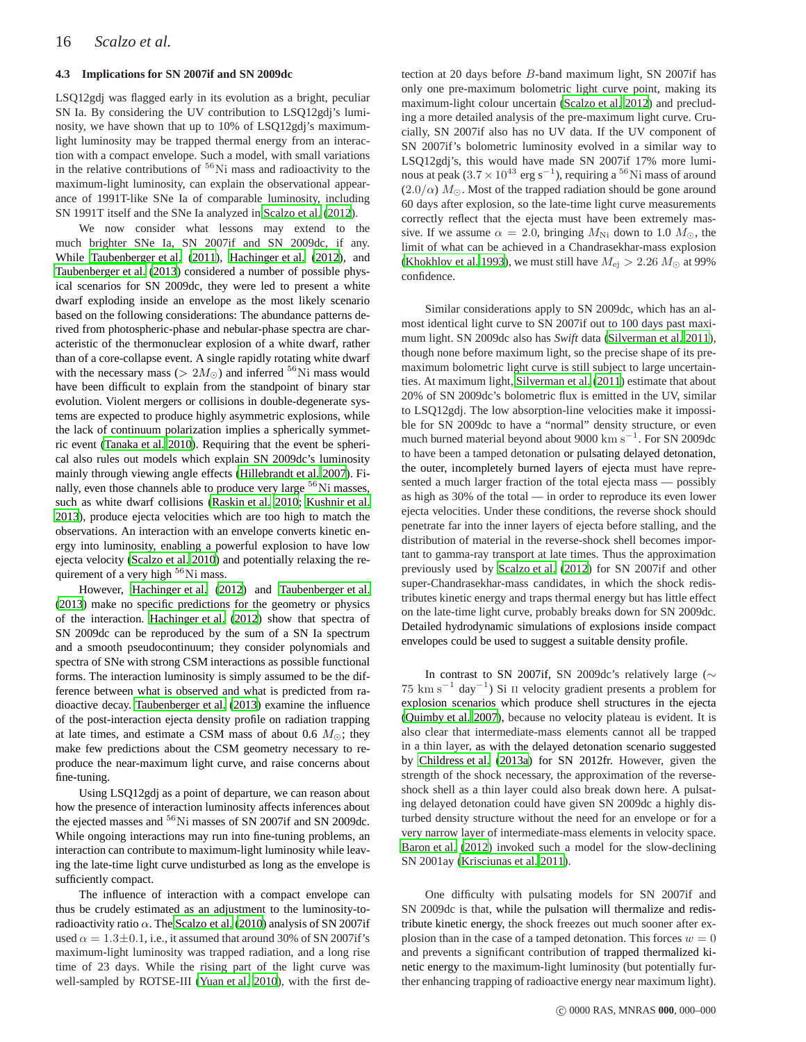### 4.3 Implications for SN 2007if and SN 2009dc

LSQ12gdj was flagged early in its evolution as a bright, peculiar SN Ia. By considering the UV contribution to LSQ12gdj's luminosity, we have shown that up to 10% of LSQ12gdj's maximum-light luminosity may be trapped thermal energy from an interaction with a compact envelope. Such a model, with small variations in the relative contributions of $^{56}$Ni mass and radioactivity to the maximum-light luminosity, can explain the observational appearance of 1991T-like SNe Ia of comparable luminosity, including SN 1991T itself and the SNe Ia analyzed in Scalzo et al. (2012).

We now consider what lessons may extend to the much brighter SNe Ia, SN 2007if and SN 2009dc, if any. While Taubenberger et al. (2011), Hachinger et al. (2012), and Taubenberger et al. (2013) considered a number of possible physical scenarios for SN 2009dc, they were led to present a white dwarf exploding inside an envelope as the most likely scenario based on the following considerations: The abundance patterns derived from photospheric-phase and nebular-phase spectra are characteristic of the thermonuclear explosion of a white dwarf, rather than of a core-collapse event. A single rapidly rotating white dwarf with the necessary mass ($> 2M_\odot$) and inferred $^{56}$Ni mass would have been difficult to explain from the standpoint of binary star evolution. Violent mergers or collisions in double-degenerate systems are expected to produce highly asymmetric explosions, while the lack of continuum polarization implies a spherically symmetric event (Tanaka et al. 2010). Requiring that the event be spherical also rules out models which explain SN 2009dc's luminosity mainly through viewing angle effects (Hillebrandt et al. 2007). Finally, even those channels able to produce very large $^{56}$Ni masses, such as white dwarf collisions (Raskin et al. 2010; Kushnir et al. 2013), produce ejecta velocities which are too high to match the observations. An interaction with an envelope converts kinetic energy into luminosity, enabling a powerful explosion to have low ejecta velocity (Scalzo et al. 2010) and potentially relaxing the requirement of a very high $^{56}$Ni mass.

However, Hachinger et al. (2012) and Taubenberger et al. (2013) make no specific predictions for the geometry or physics of the interaction. Hachinger et al. (2012) show that spectra of SN 2009dc can be reproduced by the sum of a SN Ia spectrum and a smooth pseudocontinuum; they consider polynomials and spectra of SNe with strong CSM interactions as possible functional forms. The interaction luminosity is simply assumed to be the difference between what is observed and what is predicted from radioactive decay. Taubenberger et al. (2013) examine the influence of the post-interaction ejecta density profile on radiation trapping at late times, and estimate a CSM mass of about 0.6 $M_\odot$; they make few predictions about the CSM geometry necessary to reproduce the near-maximum light curve, and raise concerns about fine-tuning.

Using LSQ12gdj as a point of departure, we can reason about how the presence of interaction luminosity affects inferences about the ejected masses and $^{56}$Ni masses of SN 2007if and SN 2009dc. While ongoing interactions may run into fine-tuning problems, an interaction can contribute to maximum-light luminosity while leaving the late-time light curve undisturbed as long as the envelope is sufficiently compact.

The influence of interaction with a compact envelope can thus be crudely estimated as an adjustment to the luminosity-to-radioactivity ratio $\alpha$. The Scalzo et al. (2010) analysis of SN 2007if used $\alpha = 1.3 \pm 0.1$, i.e., it assumed that around 30% of SN 2007if's maximum-light luminosity was trapped radiation, and a long rise time of 23 days. While the rising part of the light curve was well-sampled by ROTSE-III (Yuan et al. 2010), with the first detection at 20 days before $B$-band maximum light, SN 2007if has only one pre-maximum bolometric light curve point, making its maximum-light colour uncertain (Scalzo et al. 2012) and precluding a more detailed analysis of the pre-maximum light curve. Crucially, SN 2007if also has no UV data. If the UV component of SN 2007if's bolometric luminosity evolved in a similar way to LSQ12gdj's, this would have made SN 2007if 17% more luminous at peak ($3.7 \times 10^{43}$ erg s$^{-1}$), requiring a $^{56}$Ni mass of around $(2.0/\alpha)$ $M_\odot$. Most of the trapped radiation should be gone around 60 days after explosion, so the late-time light curve measurements correctly reflect that the ejecta must have been extremely massive. If we assume $\alpha = 2.0$, bringing $M_{\rm Ni}$ down to 1.0 $M_\odot$, the limit of what can be achieved in a Chandrasekhar-mass explosion (Khokhlov et al. 1993), we must still have $M_{\rm ej} > 2.26$ $M_\odot$ at 99% confidence.

Similar considerations apply to SN 2009dc, which has an almost identical light curve to SN 2007if out to 100 days past maximum light. SN 2009dc also has *Swift* data (Silverman et al. 2011), though none before maximum light, so the precise shape of its pre-maximum bolometric light curve is still subject to large uncertainties. At maximum light, Silverman et al. (2011) estimate that about 20% of SN 2009dc's bolometric flux is emitted in the UV, similar to LSQ12gdj. The low absorption-line velocities make it impossible for SN 2009dc to have a "normal" density structure, or even much burned material beyond about 9000 km s$^{-1}$. For SN 2009dc to have been a tamped detonation or pulsating delayed detonation, the outer, incompletely burned layers of ejecta must have represented a much larger fraction of the total ejecta mass — possibly as high as 30% of the total — in order to reproduce its even lower ejecta velocities. Under these conditions, the reverse shock should penetrate far into the inner layers of ejecta before stalling, and the distribution of material in the reverse-shock shell becomes important to gamma-ray transport at late times. Thus the approximation previously used by Scalzo et al. (2012) for SN 2007if and other super-Chandrasekhar-mass candidates, in which the shock redistributes kinetic energy and traps thermal energy but has little effect on the late-time light curve, probably breaks down for SN 2009dc. Detailed hydrodynamic simulations of explosions inside compact envelopes could be used to suggest a suitable density profile.

In contrast to SN 2007if, SN 2009dc's relatively large ($\sim 75$ km s$^{-1}$ day$^{-1}$) Si II velocity gradient presents a problem for explosion scenarios which produce shell structures in the ejecta (Quimby et al. 2007), because no velocity plateau is evident. It is also clear that intermediate-mass elements cannot all be trapped in a thin layer, as with the delayed detonation scenario suggested by Childress et al. (2013a) for SN 2012fr. However, given the strength of the shock necessary, the approximation of the reverse-shock shell as a thin layer could also break down here. A pulsating delayed detonation could have given SN 2009dc a highly disturbed density structure without the need for an envelope or for a very narrow layer of intermediate-mass elements in velocity space. Baron et al. (2012) invoked such a model for the slow-declining SN 2001ay (Krisciunas et al. 2011).

One difficulty with pulsating models for SN 2007if and SN 2009dc is that, while the pulsation will thermalize and redistribute kinetic energy, the shock freezes out much sooner after explosion than in the case of a tamped detonation. This forces $w = 0$ and prevents a significant contribution of trapped thermalized kinetic energy to the maximum-light luminosity (but potentially further enhancing trapping of radioactive energy near maximum light).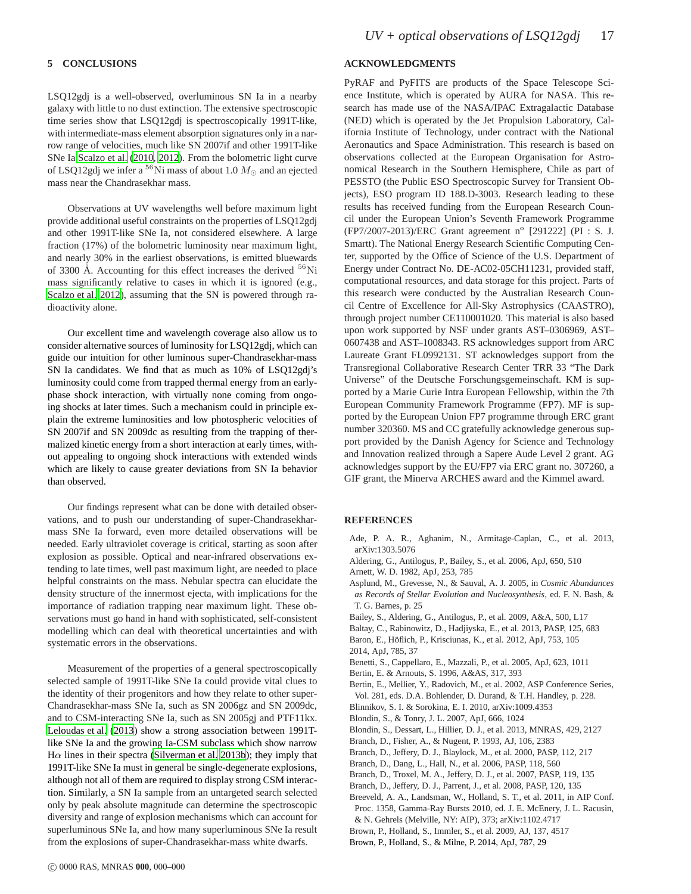## 5 CONCLUSIONS

LSQ12gdj is a well-observed, overluminous SN Ia in a nearby galaxy with little to no dust extinction. The extensive spectroscopic time series show that LSQ12gdj is spectroscopically 1991T-like, with intermediate-mass element absorption signatures only in a narrow range of velocities, much like SN 2007if and other 1991T-like SNe Ia Scalzo et al. (2010, 2012). From the bolometric light curve of LSQ12gdj we infer a $^{56}$Ni mass of about 1.0 $M_{\odot}$ and an ejected mass near the Chandrasekhar mass.

Observations at UV wavelengths well before maximum light provide additional useful constraints on the properties of LSQ12gdj and other 1991T-like SNe Ia, not considered elsewhere. A large fraction (17%) of the bolometric luminosity near maximum light, and nearly 30% in the earliest observations, is emitted bluewards of 3300 Å. Accounting for this effect increases the derived $^{56}$Ni mass significantly relative to cases in which it is ignored (e.g., Scalzo et al. 2012), assuming that the SN is powered through radioactivity alone.

Our excellent time and wavelength coverage also allow us to consider alternative sources of luminosity for LSQ12gdj, which can guide our intuition for other luminous super-Chandrasekhar-mass SN Ia candidates. We find that as much as 10% of LSQ12gdj's luminosity could come from trapped thermal energy from an early-phase shock interaction, with virtually none coming from ongoing shocks at later times. Such a mechanism could in principle explain the extreme luminosities and low photospheric velocities of SN 2007if and SN 2009dc as resulting from the trapping of thermalized kinetic energy from a short interaction at early times, without appealing to ongoing shock interactions with extended winds which are likely to cause greater deviations from SN Ia behavior than observed.

Our findings represent what can be done with detailed observations, and to push our understanding of super-Chandrasekhar-mass SNe Ia forward, even more detailed observations will be needed. Early ultraviolet coverage is critical, starting as soon after explosion as possible. Optical and near-infrared observations extending to late times, well past maximum light, are needed to place helpful constraints on the mass. Nebular spectra can elucidate the density structure of the innermost ejecta, with implications for the importance of radiation trapping near maximum light. These observations must go hand in hand with sophisticated, self-consistent modelling which can deal with theoretical uncertainties and with systematic errors in the observations.

Measurement of the properties of a general spectroscopically selected sample of 1991T-like SNe Ia could provide vital clues to the identity of their progenitors and how they relate to other super-Chandrasekhar-mass SNe Ia, such as SN 2006gz and SN 2009dc, and to CSM-interacting SNe Ia, such as SN 2005gj and PTF11kx. Leloudas et al. (2013) show a strong association between 1991T-like SNe Ia and the growing Ia-CSM subclass which show narrow H$\alpha$ lines in their spectra (Silverman et al. 2013b); they imply that 1991T-like SNe Ia must in general be single-degenerate explosions, although not all of them are required to display strong CSM interaction. Similarly, a SN Ia sample from an untargeted search selected only by peak absolute magnitude can determine the spectroscopic diversity and range of explosion mechanisms which can account for superluminous SNe Ia, and how many superluminous SNe Ia result from the explosions of super-Chandrasekhar-mass white dwarfs.

## ACKNOWLEDGMENTS

PyRAF and PyFITS are products of the Space Telescope Science Institute, which is operated by AURA for NASA. This research has made use of the NASA/IPAC Extragalactic Database (NED) which is operated by the Jet Propulsion Laboratory, California Institute of Technology, under contract with the National Aeronautics and Space Administration. This research is based on observations collected at the European Organisation for Astronomical Research in the Southern Hemisphere, Chile as part of PESSTO (the Public ESO Spectroscopic Survey for Transient Objects), ESO program ID 188.D-3003. Research leading to these results has received funding from the European Research Council under the European Union's Seventh Framework Programme (FP7/2007-2013)/ERC Grant agreement n$^{o}$ [291222] (PI : S. J. Smartt). The National Energy Research Scientific Computing Center, supported by the Office of Science of the U.S. Department of Energy under Contract No. DE-AC02-05CH11231, provided staff, computational resources, and data storage for this project. Parts of this research were conducted by the Australian Research Council Centre of Excellence for All-Sky Astrophysics (CAASTRO), through project number CE110001020. This material is also based upon work supported by NSF under grants AST–0306969, AST–0607438 and AST–1008343. RS acknowledges support from ARC Laureate Grant FL0992131. ST acknowledges support from the Transregional Collaborative Research Center TRR 33 "The Dark Universe" of the Deutsche Forschungsgemeinschaft. KM is supported by a Marie Curie Intra European Fellowship, within the 7th European Community Framework Programme (FP7). MF is supported by the European Union FP7 programme through ERC grant number 320360. MS and CC gratefully acknowledge generous support provided by the Danish Agency for Science and Technology and Innovation realized through a Sapere Aude Level 2 grant. AG acknowledges support by the EU/FP7 via ERC grant no. 307260, a GIF grant, the Minerva ARCHES award and the Kimmel award.

## REFERENCES

Ade, P. A. R., Aghanim, N., Armitage-Caplan, C., et al. 2013, arXiv:1303.5076

Aldering, G., Antilogus, P., Bailey, S., et al. 2006, ApJ, 650, 510

Arnett, W. D. 1982, ApJ, 253, 785

Asplund, M., Grevesse, N., & Sauval, A. J. 2005, in *Cosmic Abundances as Records of Stellar Evolution and Nucleosynthesis*, ed. F. N. Bash, & T. G. Barnes, p. 25

Bailey, S., Aldering, G., Antilogus, P., et al. 2009, A&A, 500, L17

Baltay, C., Rabinowitz, D., Hadjiyska, E., et al. 2013, PASP, 125, 683

Baron, E., Höflich, P., Krisciunas, K., et al. 2012, ApJ, 753, 105

2014, ApJ, 785, 37

Benetti, S., Cappellaro, E., Mazzali, P., et al. 2005, ApJ, 623, 1011

Bertin, E. & Arnouts, S. 1996, A&AS, 317, 393

Bertin, E., Mellier, Y., Radovich, M., et al. 2002, ASP Conference Series, Vol. 281, eds. D.A. Bohlender, D. Durand, & T.H. Handley, p. 228.

Blinnikov, S. I. & Sorokina, E. I. 2010, arXiv:1009.4353

Blondin, S., & Tonry, J. L. 2007, ApJ, 666, 1024

Blondin, S., Dessart, L., Hillier, D. J., et al. 2013, MNRAS, 429, 2127

Branch, D., Fisher, A., & Nugent, P. 1993, AJ, 106, 2383

Branch, D., Jeffery, D. J., Blaylock, M., et al. 2000, PASP, 112, 217

Branch, D., Dang, L., Hall, N., et al. 2006, PASP, 118, 560

Branch, D., Troxel, M. A., Jeffery, D. J., et al. 2007, PASP, 119, 135

Branch, D., Jeffery, D. J., Parrent, J., et al. 2008, PASP, 120, 135

Breeveld, A. A., Landsman, W., Holland, S. T., et al. 2011, in AIP Conf. Proc. 1358, Gamma-Ray Bursts 2010, ed. J. E. McEnery, J. L. Racusin, & N. Gehrels (Melville, NY: AIP), 373; arXiv:1102.4717

Brown, P., Holland, S., Immler, S., et al. 2009, AJ, 137, 4517

Brown, P., Holland, S., & Milne, P. 2014, ApJ, 787, 29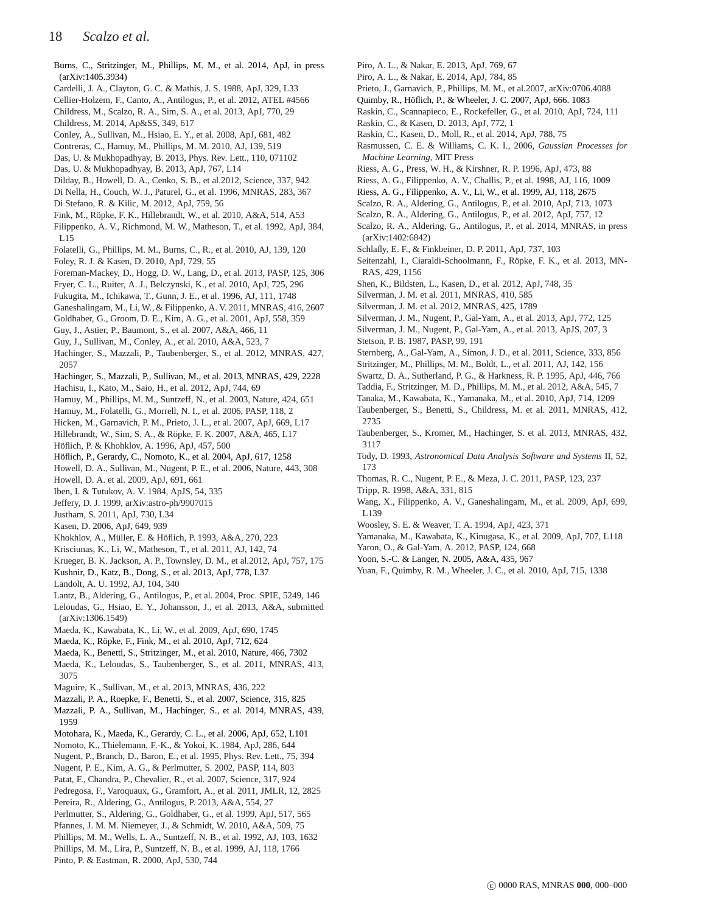Burns, C., Stritzinger, M., Phillips, M. M., et al. 2014, ApJ, in press (arXiv:1405.3934)
Cardelli, J. A., Clayton, G. C. & Mathis, J. S. 1988, ApJ, 329, L33
Cellier-Holzem, F., Canto, A., Antilogus, P., et al. 2012, ATEL #4566
Childress, M., Scalzo, R. A., Sim, S. A., et al. 2013, ApJ, 770, 29
Childress, M. 2014, Ap&SS, 349, 617
Conley, A., Sullivan, M., Hsiao, E. Y., et al. 2008, ApJ, 681, 482
Contreras, C., Hamuy, M., Phillips, M. M. 2010, AJ, 139, 519
Das, U. & Mukhopadhyay, B. 2013, Phys. Rev. Lett., 110, 071102
Das, U. & Mukhopadhyay, B. 2013, ApJ, 767, L14
Dilday, B., Howell, D. A., Cenko, S. B., et al.2012, Science, 337, 942
Di Nella, H., Couch, W. J., Paturel, G., et al. 1996, MNRAS, 283, 367
Di Stefano, R. & Kilic, M. 2012, ApJ, 759, 56
Fink, M., Röpke, F. K., Hillebrandt, W., et al. 2010, A&A, 514, A53
Filippenko, A. V., Richmond, M. W., Matheson, T., et al. 1992, ApJ, 384, L15
Folatelli, G., Phillips, M. M., Burns, C., R., et al. 2010, AJ, 139, 120
Foley, R. J. & Kasen, D. 2010, ApJ, 729, 55
Foreman-Mackey, D., Hogg, D. W., Lang, D., et al. 2013, PASP, 125, 306
Fryer, C. L., Ruiter, A. J., Belczynski, K., et al. 2010, ApJ, 725, 296
Fukugita, M., Ichikawa, T., Gunn, J. E., et al. 1996, AJ, 111, 1748
Ganeshalingam, M., Li, W., & Filippenko, A. V. 2011, MNRAS, 416, 2607
Goldhaber, G., Groom, D. E., Kim, A. G., et al. 2001, ApJ, 558, 359
Guy, J., Astier, P., Baumont, S., et al. 2007, A&A, 466, 11
Guy, J., Sullivan, M., Conley, A., et al. 2010, A&A, 523, 7
Hachinger, S., Mazzali, P., Taubenberger, S., et al. 2012, MNRAS, 427, 2057
Hachinger, S., Mazzali, P., Sullivan, M., et al. 2013, MNRAS, 429, 2228
Hachisu, I., Kato, M., Saio, H., et al. 2012, ApJ, 744, 69
Hamuy, M., Phillips, M. M., Suntzeff, N., et al. 2003, Nature, 424, 651
Hamuy, M., Folatelli, G., Morrell, N. I., et al. 2006, PASP, 118, 2
Hicken, M., Garnavich, P. M., Prieto, J. L., et al. 2007, ApJ, 669, L17
Hillebrandt, W., Sim, S. A., & Röpke, F. K. 2007, A&A, 465, L17
Höflich, P. & Khohklov, A. 1996, ApJ, 457, 500
Höflich, P., Gerardy, C., Nomoto, K., et al. 2004, ApJ, 617, 1258
Howell, D. A., Sullivan, M., Nugent, P. E., et al. 2006, Nature, 443, 308
Howell, D. A. et al. 2009, ApJ, 691, 661
Iben, I. & Tutukov, A. V. 1984, ApJS, 54, 335
Jeffery, D. J. 1999, arXiv:astro-ph/9907015
Justham, S. 2011, ApJ, 730, L34
Kasen, D. 2006, ApJ, 649, 939
Khokhlov, A., Müller, E. & Höflich, P. 1993, A&A, 270, 223
Krisciunas, K., Li, W., Matheson, T., et al. 2011, AJ, 142, 74
Krueger, B. K. Jackson, A. P., Townsley, D. M., et al.2012, ApJ, 757, 175
Kushnir, D., Katz, B., Dong, S., et al. 2013, ApJ, 778, L37
Landolt, A. U. 1992, AJ, 104, 340
Lantz, B., Aldering, G., Antilogus, P., et al. 2004, Proc. SPIE, 5249, 146
Leloudas, G., Hsiao, E. Y., Johansson, J., et al. 2013, A&A, submitted (arXiv:1306.1549)
Maeda, K., Kawabata, K., Li, W., et al. 2009, ApJ, 690, 1745
Maeda, K., Röpke, F., Fink, M., et al. 2010, ApJ, 712, 624
Maeda, K., Benetti, S., Stritzinger, M., et al. 2010, Nature, 466, 7302
Maeda, K., Leloudas, S., Taubenberger, S., et al. 2011, MNRAS, 413, 3075
Maguire, K., Sullivan, M., et al. 2013, MNRAS, 436, 222
Mazzali, P. A., Roepke, F., Benetti, S., et al. 2007, Science, 315, 825
Mazzali, P. A., Sullivan, M., Hachinger, S., et al. 2014, MNRAS, 439, 1959
Motohara, K., Maeda, K., Gerardy, C. L., et al. 2006, ApJ, 652, L101
Nomoto, K., Thielemann, F.-K., & Yokoi, K. 1984, ApJ, 286, 644
Nugent, P., Branch, D., Baron, E., et al. 1995, Phys. Rev. Lett., 75, 394
Nugent, P. E., Kim, A. G., & Perlmutter, S. 2002, PASP, 114, 803
Patat, F., Chandra, P., Chevalier, R., et al. 2007, Science, 317, 924
Pedregosa, F., Varoquaux, G., Gramfort, A., et al. 2011, JMLR, 12, 2825
Pereira, R., Aldering, G., Antilogus, P. 2013, A&A, 554, 27
Perlmutter, S., Aldering, G., Goldhaber, G., et al. 1999, ApJ, 517, 565
Pfannes, J. M. M. Niemeyer, J., & Schmidt, W. 2010, A&A, 509, 75
Phillips, M. M., Wells, L. A., Suntzeff, N. B., et al. 1992, AJ, 103, 1632
Phillips, M. M., Lira, P., Suntzeff, N. B., et al. 1999, AJ, 118, 1766
Pinto, P. & Eastman, R. 2000, ApJ, 530, 744
Piro, A. L., & Nakar, E. 2013, ApJ, 769, 67
Piro, A. L., & Nakar, E. 2014, ApJ, 784, 85
Prieto, J., Garnavich, P., Phillips, M. M., et al.2007, arXiv:0706.4088
Quimby, R., Höflich, P., & Wheeler, J. C. 2007, ApJ, 666. 1083
Raskin, C., Scannapieco, E., Rockefeller, G., et al. 2010, ApJ, 724, 111
Raskin, C., & Kasen, D. 2013, ApJ, 772, 1
Raskin, C., Kasen, D., Moll, R., et al. 2014, ApJ, 788, 75
Rasmussen, C. E. & Williams, C. K. I., 2006, *Gaussian Processes for Machine Learning*, MIT Press
Riess, A. G., Press, W. H., & Kirshner, R. P. 1996, ApJ, 473, 88
Riess, A. G., Filippenko, A. V., Challis, P., et al. 1998, AJ, 116, 1009
Riess, A. G., Filippenko, A. V., Li, W., et al. 1999, AJ, 118, 2675
Scalzo, R. A., Aldering, G., Antilogus, P., et al. 2010, ApJ, 713, 1073
Scalzo, R. A., Aldering, G., Antilogus, P., et al. 2012, ApJ, 757, 12
Scalzo, R. A., Aldering, G., Antilogus, P., et al. 2014, MNRAS, in press (arXiv:1402:6842)
Schlafly, E. F., & Finkbeiner, D. P. 2011, ApJ, 737, 103
Seitenzahl, I., Ciaraldi-Schoolmann, F., Röpke, F. K., et al. 2013, MNRAS, 429, 1156
Shen, K., Bildsten, L., Kasen, D., et al. 2012, ApJ, 748, 35
Silverman, J. M. et al. 2011, MNRAS, 410, 585
Silverman, J. M. et al. 2012, MNRAS, 425, 1789
Silverman, J. M., Nugent, P., Gal-Yam, A., et al. 2013, ApJ, 772, 125
Silverman, J. M., Nugent, P., Gal-Yam, A., et al. 2013, ApJS, 207, 3
Stetson, P. B. 1987, PASP, 99, 191
Sternberg, A., Gal-Yam, A., Simon, J. D., et al. 2011, Science, 333, 856
Stritzinger, M., Phillips, M. M., Boldt, L., et al. 2011, AJ, 142, 156
Swartz, D. A., Sutherland, P. G., & Harkness, R. P. 1995, ApJ, 446, 766
Taddia, F., Stritzinger, M. D., Phillips, M. M., et al. 2012, A&A, 545, 7
Tanaka, M., Kawabata, K., Yamanaka, M., et al. 2010, ApJ, 714, 1209
Taubenberger, S., Benetti, S., Childress, M. et al. 2011, MNRAS, 412, 2735
Taubenberger, S., Kromer, M., Hachinger, S. et al. 2013, MNRAS, 432, 3117
Tody, D. 1993, *Astronomical Data Analysis Software and Systems* II, 52, 173
Thomas, R. C., Nugent, P. E., & Meza, J. C. 2011, PASP, 123, 237
Tripp, R. 1998, A&A, 331, 815
Wang, X., Filippenko, A. V., Ganeshalingam, M., et al. 2009, ApJ, 699, L139
Woosley, S. E. & Weaver, T. A. 1994, ApJ, 423, 371
Yamanaka, M., Kawabata, K., Kinugasa, K., et al. 2009, ApJ, 707, L118
Yaron, O., & Gal-Yam, A. 2012, PASP, 124, 668
Yoon, S.-C. & Langer, N. 2005, A&A, 435, 967
Yuan, F., Quimby, R. M., Wheeler, J. C., et al. 2010, ApJ, 715, 1338